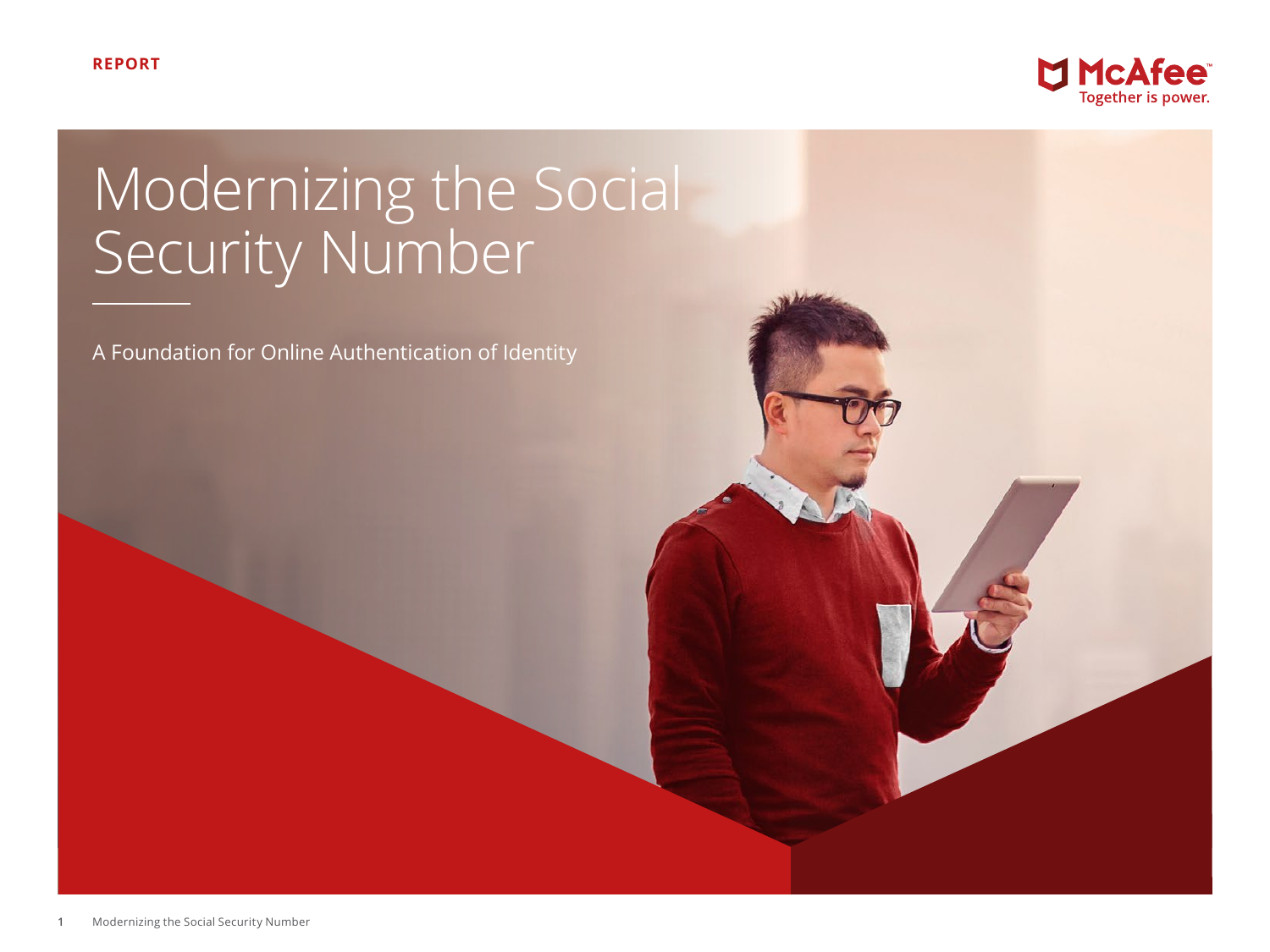REPORT

McAfee
Together is power.

# Modernizing the Social Security Number

A Foundation for Online Authentication of Identity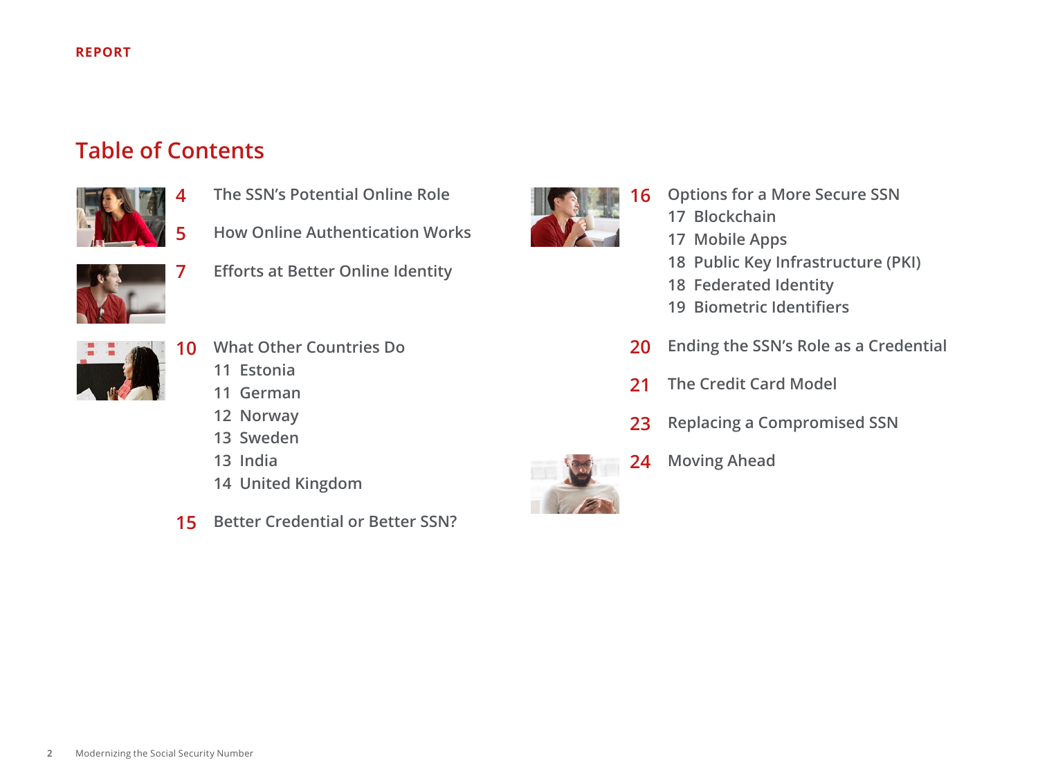# Table of Contents

- 4 The SSN's Potential Online Role
- 5 How Online Authentication Works
- 7 Efforts at Better Online Identity
- 10 What Other Countries Do
  - 11 Estonia
  - 11 German
  - 12 Norway
  - 13 Sweden
  - 13 India
  - 14 United Kingdom
- 15 Better Credential or Better SSN?
- 16 Options for a More Secure SSN
  - 17 Blockchain
  - 17 Mobile Apps
  - 18 Public Key Infrastructure (PKI)
  - 18 Federated Identity
  - 19 Biometric Identifiers
- 20 Ending the SSN's Role as a Credential
- 21 The Credit Card Model
- 23 Replacing a Compromised SSN
- 24 Moving Ahead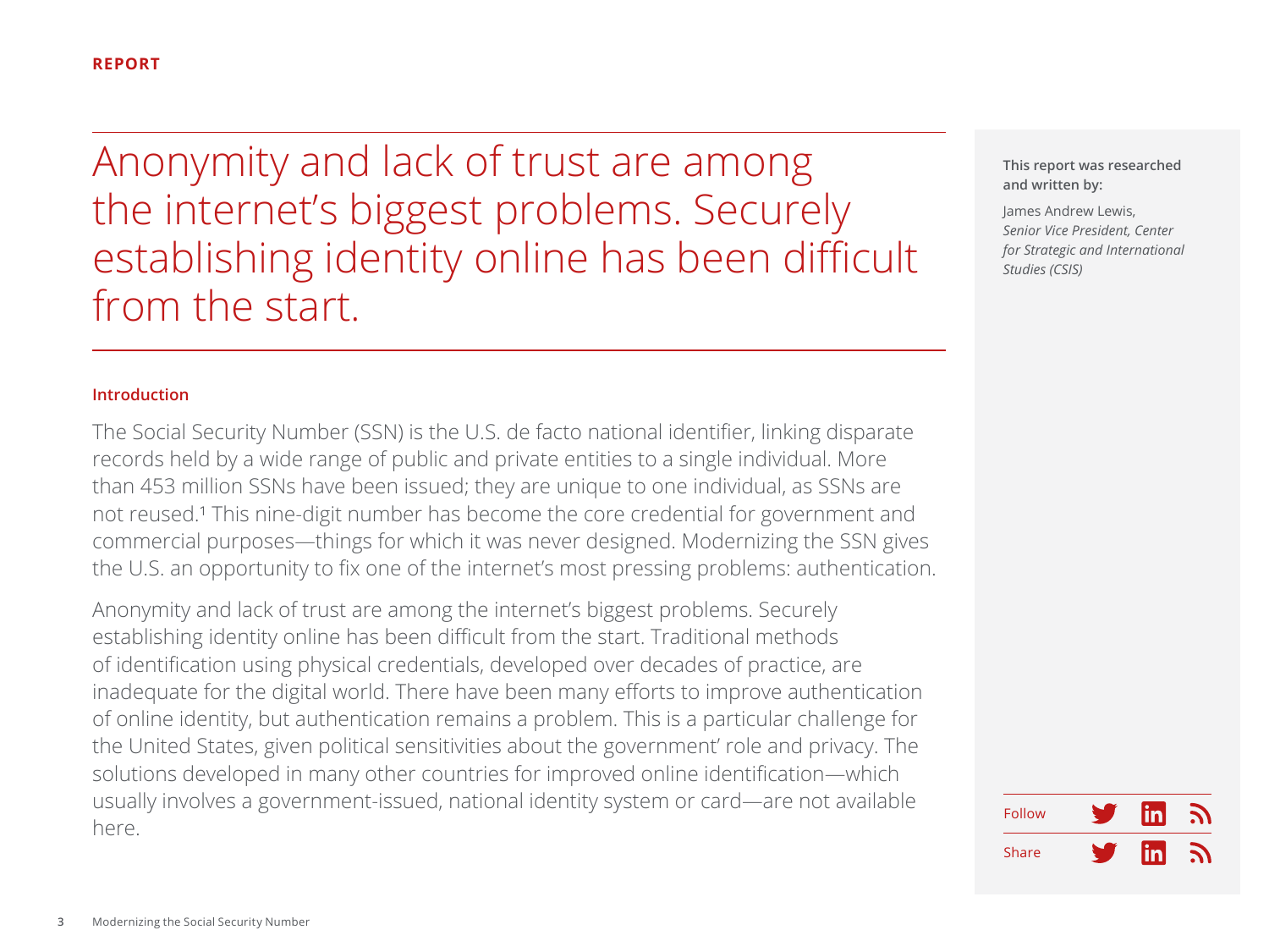REPORT

# Anonymity and lack of trust are among the internet's biggest problems. Securely establishing identity online has been difficult from the start.

**This report was researched and written by:**

James Andrew Lewis,
*Senior Vice President, Center for Strategic and International Studies (CSIS)*

### Introduction

The Social Security Number (SSN) is the U.S. de facto national identifier, linking disparate records held by a wide range of public and private entities to a single individual. More than 453 million SSNs have been issued; they are unique to one individual, as SSNs are not reused.[1] This nine-digit number has become the core credential for government and commercial purposes—things for which it was never designed. Modernizing the SSN gives the U.S. an opportunity to fix one of the internet's most pressing problems: authentication.

Anonymity and lack of trust are among the internet's biggest problems. Securely establishing identity online has been difficult from the start. Traditional methods of identification using physical credentials, developed over decades of practice, are inadequate for the digital world. There have been many efforts to improve authentication of online identity, but authentication remains a problem. This is a particular challenge for the United States, given political sensitivities about the government' role and privacy. The solutions developed in many other countries for improved online identification—which usually involves a government-issued, national identity system or card—are not available here.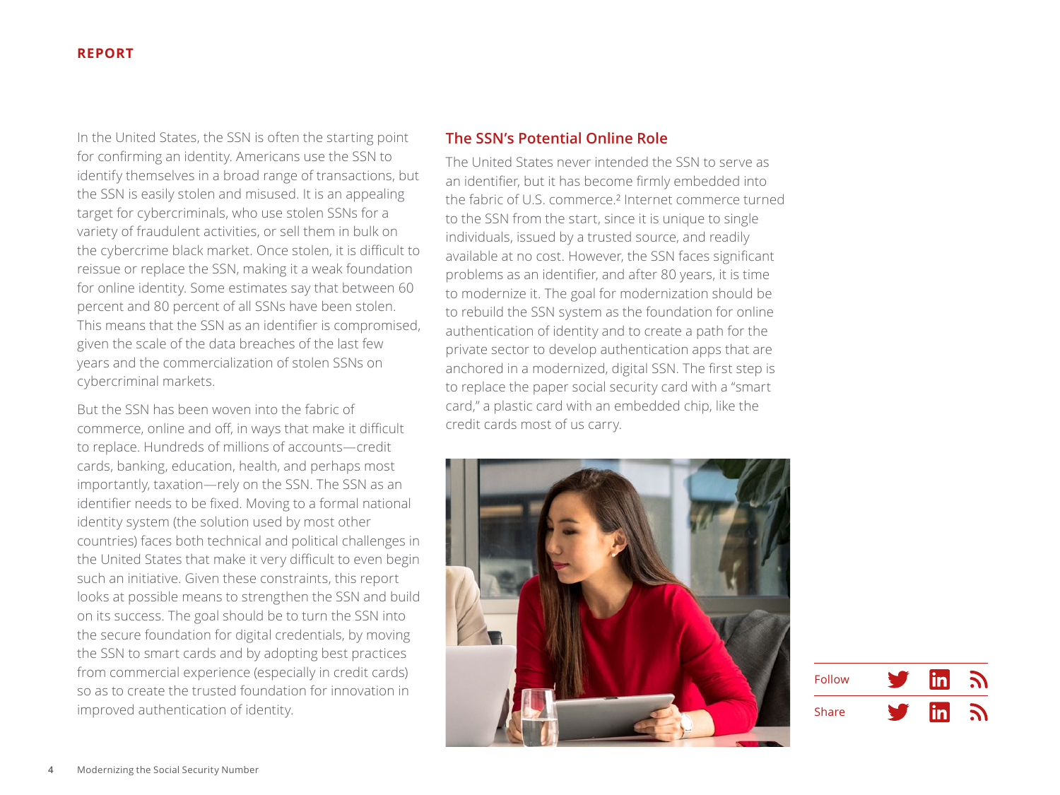In the United States, the SSN is often the starting point for confirming an identity. Americans use the SSN to identify themselves in a broad range of transactions, but the SSN is easily stolen and misused. It is an appealing target for cybercriminals, who use stolen SSNs for a variety of fraudulent activities, or sell them in bulk on the cybercrime black market. Once stolen, it is difficult to reissue or replace the SSN, making it a weak foundation for online identity. Some estimates say that between 60 percent and 80 percent of all SSNs have been stolen. This means that the SSN as an identifier is compromised, given the scale of the data breaches of the last few years and the commercialization of stolen SSNs on cybercriminal markets.

But the SSN has been woven into the fabric of commerce, online and off, in ways that make it difficult to replace. Hundreds of millions of accounts—credit cards, banking, education, health, and perhaps most importantly, taxation—rely on the SSN. The SSN as an identifier needs to be fixed. Moving to a formal national identity system (the solution used by most other countries) faces both technical and political challenges in the United States that make it very difficult to even begin such an initiative. Given these constraints, this report looks at possible means to strengthen the SSN and build on its success. The goal should be to turn the SSN into the secure foundation for digital credentials, by moving the SSN to smart cards and by adopting best practices from commercial experience (especially in credit cards) so as to create the trusted foundation for innovation in improved authentication of identity.

## The SSN's Potential Online Role

The United States never intended the SSN to serve as an identifier, but it has become firmly embedded into the fabric of U.S. commerce.[2] Internet commerce turned to the SSN from the start, since it is unique to single individuals, issued by a trusted source, and readily available at no cost. However, the SSN faces significant problems as an identifier, and after 80 years, it is time to modernize it. The goal for modernization should be to rebuild the SSN system as the foundation for online authentication of identity and to create a path for the private sector to develop authentication apps that are anchored in a modernized, digital SSN. The first step is to replace the paper social security card with a "smart card," a plastic card with an embedded chip, like the credit cards most of us carry.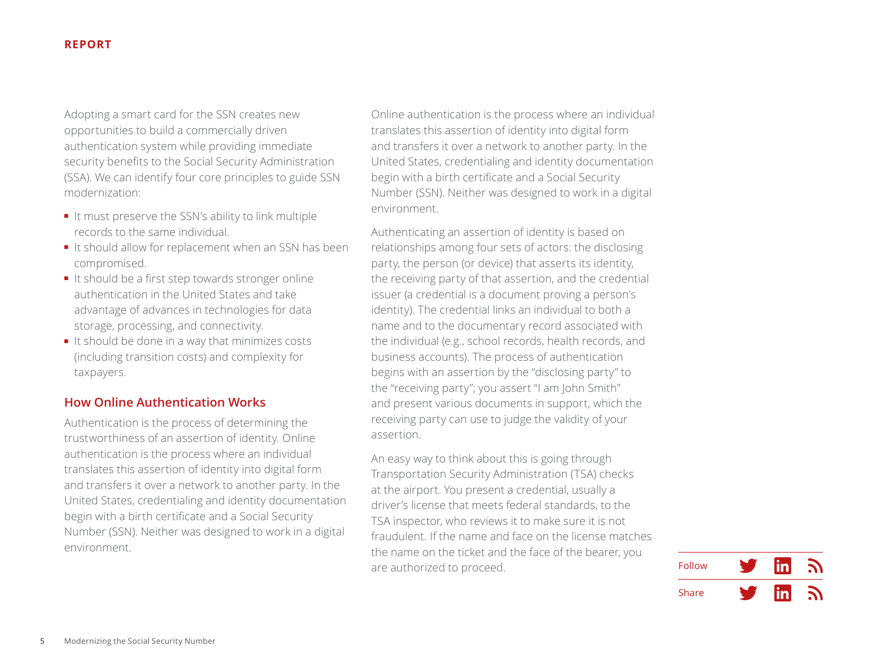Adopting a smart card for the SSN creates new opportunities to build a commercially driven authentication system while providing immediate security benefits to the Social Security Administration (SSA). We can identify four core principles to guide SSN modernization:

- It must preserve the SSN's ability to link multiple records to the same individual.
- It should allow for replacement when an SSN has been compromised.
- It should be a first step towards stronger online authentication in the United States and take advantage of advances in technologies for data storage, processing, and connectivity.
- It should be done in a way that minimizes costs (including transition costs) and complexity for taxpayers.

## How Online Authentication Works

Authentication is the process of determining the trustworthiness of an assertion of identity. Online authentication is the process where an individual translates this assertion of identity into digital form and transfers it over a network to another party. In the United States, credentialing and identity documentation begin with a birth certificate and a Social Security Number (SSN). Neither was designed to work in a digital environment.

Online authentication is the process where an individual translates this assertion of identity into digital form and transfers it over a network to another party. In the United States, credentialing and identity documentation begin with a birth certificate and a Social Security Number (SSN). Neither was designed to work in a digital environment.

Authenticating an assertion of identity is based on relationships among four sets of actors: the disclosing party, the person (or device) that asserts its identity, the receiving party of that assertion, and the credential issuer (a credential is a document proving a person's identity). The credential links an individual to both a name and to the documentary record associated with the individual (e.g., school records, health records, and business accounts). The process of authentication begins with an assertion by the "disclosing party" to the "receiving party"; you assert "I am John Smith" and present various documents in support, which the receiving party can use to judge the validity of your assertion.

An easy way to think about this is going through Transportation Security Administration (TSA) checks at the airport. You present a credential, usually a driver's license that meets federal standards, to the TSA inspector, who reviews it to make sure it is not fraudulent. If the name and face on the license matches the name on the ticket and the face of the bearer, you are authorized to proceed.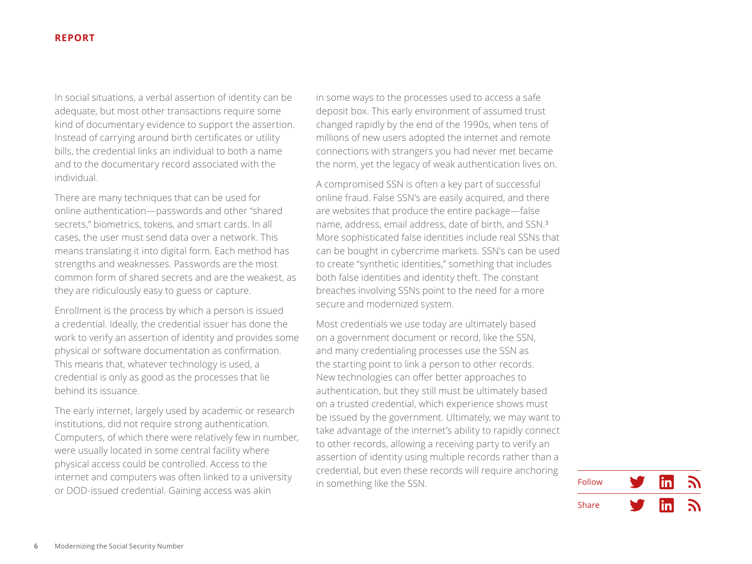In social situations, a verbal assertion of identity can be adequate, but most other transactions require some kind of documentary evidence to support the assertion. Instead of carrying around birth certificates or utility bills, the credential links an individual to both a name and to the documentary record associated with the individual.

There are many techniques that can be used for online authentication—passwords and other "shared secrets," biometrics, tokens, and smart cards. In all cases, the user must send data over a network. This means translating it into digital form. Each method has strengths and weaknesses. Passwords are the most common form of shared secrets and are the weakest, as they are ridiculously easy to guess or capture.

Enrollment is the process by which a person is issued a credential. Ideally, the credential issuer has done the work to verify an assertion of identity and provides some physical or software documentation as confirmation. This means that, whatever technology is used, a credential is only as good as the processes that lie behind its issuance.

The early internet, largely used by academic or research institutions, did not require strong authentication. Computers, of which there were relatively few in number, were usually located in some central facility where physical access could be controlled. Access to the internet and computers was often linked to a university or DOD-issued credential. Gaining access was akin in some ways to the processes used to access a safe deposit box. This early environment of assumed trust changed rapidly by the end of the 1990s, when tens of millions of new users adopted the internet and remote connections with strangers you had never met became the norm, yet the legacy of weak authentication lives on.

A compromised SSN is often a key part of successful online fraud. False SSN's are easily acquired, and there are websites that produce the entire package—false name, address, email address, date of birth, and SSN.[3] More sophisticated false identities include real SSNs that can be bought in cybercrime markets. SSN's can be used to create "synthetic identities," something that includes both false identities and identity theft. The constant breaches involving SSNs point to the need for a more secure and modernized system.

Most credentials we use today are ultimately based on a government document or record, like the SSN, and many credentialing processes use the SSN as the starting point to link a person to other records. New technologies can offer better approaches to authentication, but they still must be ultimately based on a trusted credential, which experience shows must be issued by the government. Ultimately, we may want to take advantage of the internet's ability to rapidly connect to other records, allowing a receiving party to verify an assertion of identity using multiple records rather than a credential, but even these records will require anchoring in something like the SSN.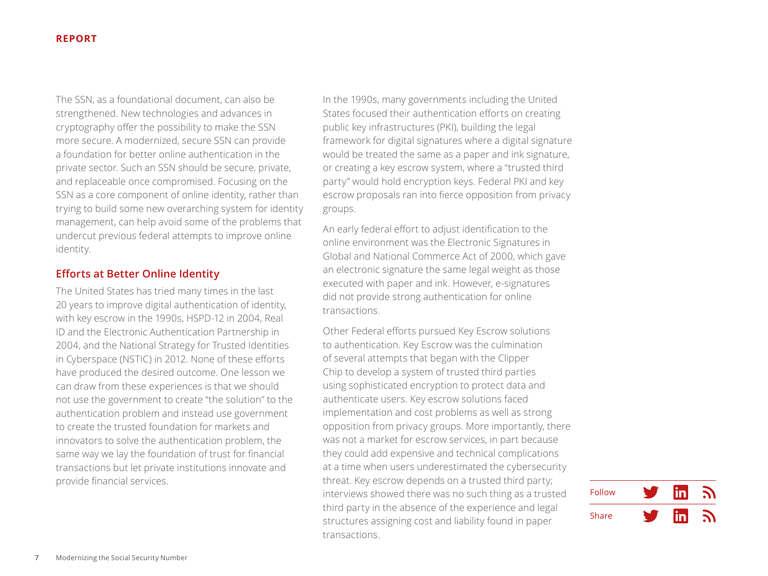The SSN, as a foundational document, can also be strengthened. New technologies and advances in cryptography offer the possibility to make the SSN more secure. A modernized, secure SSN can provide a foundation for better online authentication in the private sector. Such an SSN should be secure, private, and replaceable once compromised. Focusing on the SSN as a core component of online identity, rather than trying to build some new overarching system for identity management, can help avoid some of the problems that undercut previous federal attempts to improve online identity.

## Efforts at Better Online Identity

The United States has tried many times in the last 20 years to improve digital authentication of identity, with key escrow in the 1990s, HSPD-12 in 2004, Real ID and the Electronic Authentication Partnership in 2004, and the National Strategy for Trusted Identities in Cyberspace (NSTIC) in 2012. None of these efforts have produced the desired outcome. One lesson we can draw from these experiences is that we should not use the government to create "the solution" to the authentication problem and instead use government to create the trusted foundation for markets and innovators to solve the authentication problem, the same way we lay the foundation of trust for financial transactions but let private institutions innovate and provide financial services.

In the 1990s, many governments including the United States focused their authentication efforts on creating public key infrastructures (PKI), building the legal framework for digital signatures where a digital signature would be treated the same as a paper and ink signature, or creating a key escrow system, where a "trusted third party" would hold encryption keys. Federal PKI and key escrow proposals ran into fierce opposition from privacy groups.

An early federal effort to adjust identification to the online environment was the Electronic Signatures in Global and National Commerce Act of 2000, which gave an electronic signature the same legal weight as those executed with paper and ink. However, e-signatures did not provide strong authentication for online transactions.

Other Federal efforts pursued Key Escrow solutions to authentication. Key Escrow was the culmination of several attempts that began with the Clipper Chip to develop a system of trusted third parties using sophisticated encryption to protect data and authenticate users. Key escrow solutions faced implementation and cost problems as well as strong opposition from privacy groups. More importantly, there was not a market for escrow services, in part because they could add expensive and technical complications at a time when users underestimated the cybersecurity threat. Key escrow depends on a trusted third party; interviews showed there was no such thing as a trusted third party in the absence of the experience and legal structures assigning cost and liability found in paper transactions.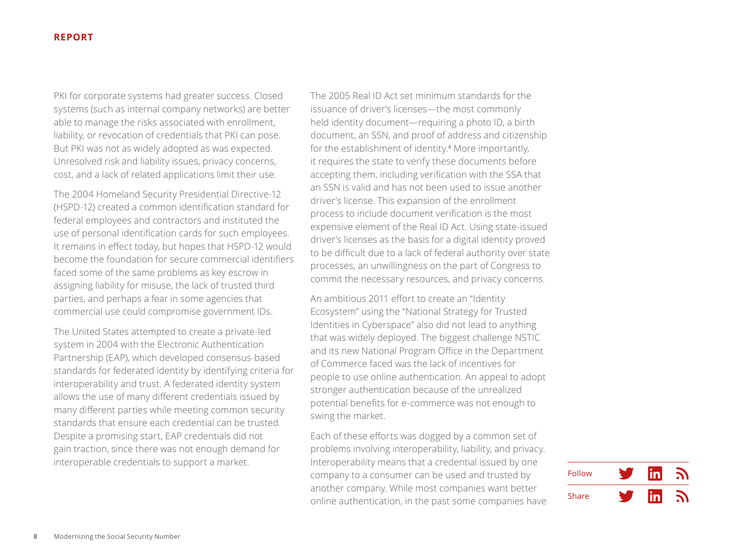PKI for corporate systems had greater success. Closed systems (such as internal company networks) are better able to manage the risks associated with enrollment, liability, or revocation of credentials that PKI can pose. But PKI was not as widely adopted as was expected. Unresolved risk and liability issues, privacy concerns, cost, and a lack of related applications limit their use.

The 2004 Homeland Security Presidential Directive-12 (HSPD-12) created a common identification standard for federal employees and contractors and instituted the use of personal identification cards for such employees. It remains in effect today, but hopes that HSPD-12 would become the foundation for secure commercial identifiers faced some of the same problems as key escrow in assigning liability for misuse, the lack of trusted third parties, and perhaps a fear in some agencies that commercial use could compromise government IDs.

The United States attempted to create a private-led system in 2004 with the Electronic Authentication Partnership (EAP), which developed consensus-based standards for federated identity by identifying criteria for interoperability and trust. A federated identity system allows the use of many different credentials issued by many different parties while meeting common security standards that ensure each credential can be trusted. Despite a promising start, EAP credentials did not gain traction, since there was not enough demand for interoperable credentials to support a market.

The 2005 Real ID Act set minimum standards for the issuance of driver's licenses—the most commonly held identity document—requiring a photo ID, a birth document, an SSN, and proof of address and citizenship for the establishment of identity.[4] More importantly, it requires the state to verify these documents before accepting them, including verification with the SSA that an SSN is valid and has not been used to issue another driver's license. This expansion of the enrollment process to include document verification is the most expensive element of the Real ID Act. Using state-issued driver's licenses as the basis for a digital identity proved to be difficult due to a lack of federal authority over state processes, an unwillingness on the part of Congress to commit the necessary resources, and privacy concerns.

An ambitious 2011 effort to create an "Identity Ecosystem" using the "National Strategy for Trusted Identities in Cyberspace" also did not lead to anything that was widely deployed. The biggest challenge NSTIC and its new National Program Office in the Department of Commerce faced was the lack of incentives for people to use online authentication. An appeal to adopt stronger authentication because of the unrealized potential benefits for e-commerce was not enough to swing the market.

Each of these efforts was dogged by a common set of problems involving interoperability, liability, and privacy. Interoperability means that a credential issued by one company to a consumer can be used and trusted by another company. While most companies want better online authentication, in the past some companies have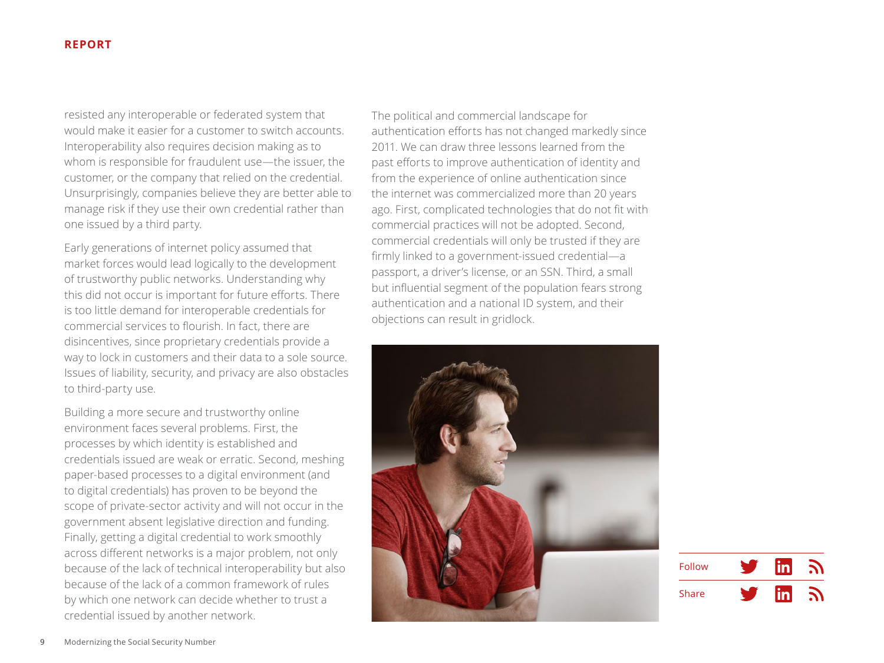resisted any interoperable or federated system that would make it easier for a customer to switch accounts. Interoperability also requires decision making as to whom is responsible for fraudulent use—the issuer, the customer, or the company that relied on the credential. Unsurprisingly, companies believe they are better able to manage risk if they use their own credential rather than one issued by a third party.

Early generations of internet policy assumed that market forces would lead logically to the development of trustworthy public networks. Understanding why this did not occur is important for future efforts. There is too little demand for interoperable credentials for commercial services to flourish. In fact, there are disincentives, since proprietary credentials provide a way to lock in customers and their data to a sole source. Issues of liability, security, and privacy are also obstacles to third-party use.

Building a more secure and trustworthy online environment faces several problems. First, the processes by which identity is established and credentials issued are weak or erratic. Second, meshing paper-based processes to a digital environment (and to digital credentials) has proven to be beyond the scope of private-sector activity and will not occur in the government absent legislative direction and funding. Finally, getting a digital credential to work smoothly across different networks is a major problem, not only because of the lack of technical interoperability but also because of the lack of a common framework of rules by which one network can decide whether to trust a credential issued by another network.

The political and commercial landscape for authentication efforts has not changed markedly since 2011. We can draw three lessons learned from the past efforts to improve authentication of identity and from the experience of online authentication since the internet was commercialized more than 20 years ago. First, complicated technologies that do not fit with commercial practices will not be adopted. Second, commercial credentials will only be trusted if they are firmly linked to a government-issued credential—a passport, a driver's license, or an SSN. Third, a small but influential segment of the population fears strong authentication and a national ID system, and their objections can result in gridlock.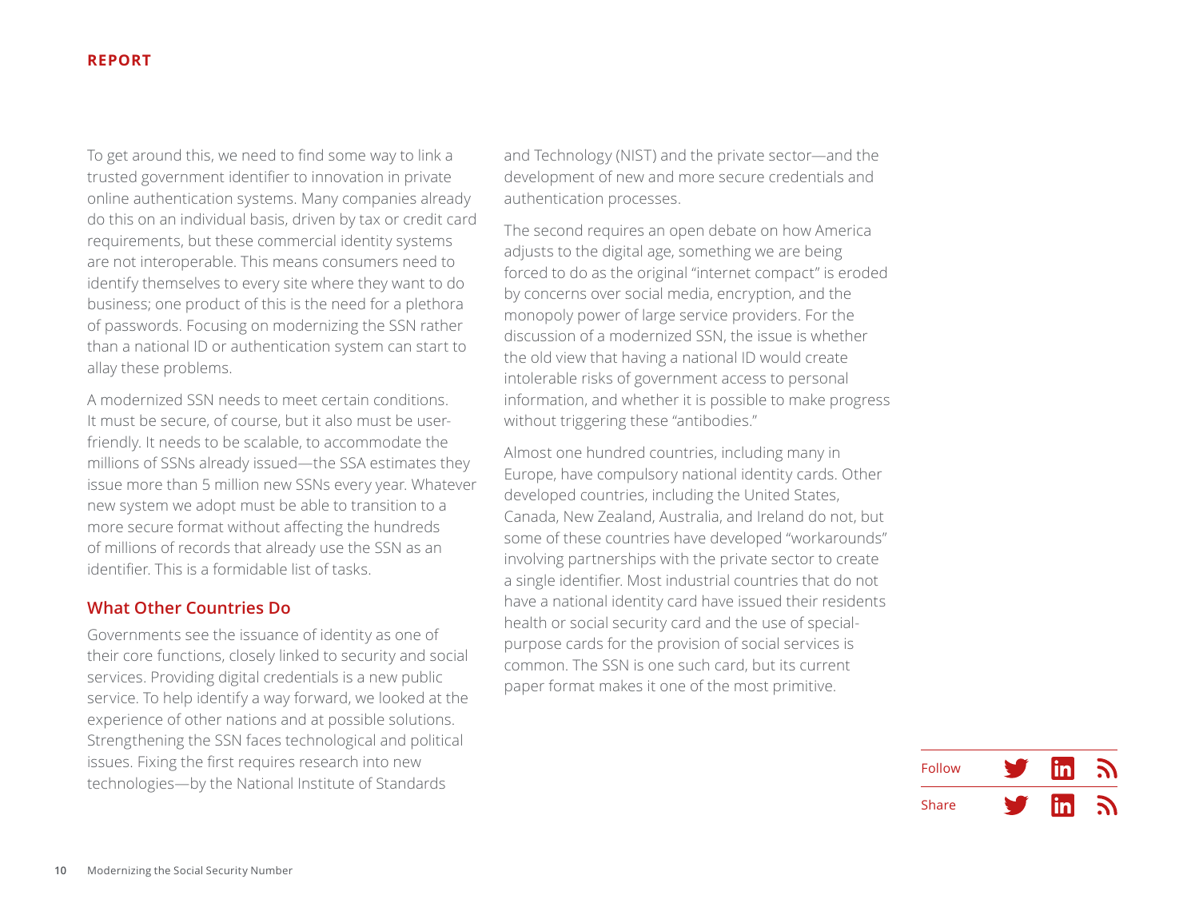To get around this, we need to find some way to link a trusted government identifier to innovation in private online authentication systems. Many companies already do this on an individual basis, driven by tax or credit card requirements, but these commercial identity systems are not interoperable. This means consumers need to identify themselves to every site where they want to do business; one product of this is the need for a plethora of passwords. Focusing on modernizing the SSN rather than a national ID or authentication system can start to allay these problems.

A modernized SSN needs to meet certain conditions. It must be secure, of course, but it also must be user-friendly. It needs to be scalable, to accommodate the millions of SSNs already issued—the SSA estimates they issue more than 5 million new SSNs every year. Whatever new system we adopt must be able to transition to a more secure format without affecting the hundreds of millions of records that already use the SSN as an identifier. This is a formidable list of tasks.

## What Other Countries Do

Governments see the issuance of identity as one of their core functions, closely linked to security and social services. Providing digital credentials is a new public service. To help identify a way forward, we looked at the experience of other nations and at possible solutions. Strengthening the SSN faces technological and political issues. Fixing the first requires research into new technologies—by the National Institute of Standards and Technology (NIST) and the private sector—and the development of new and more secure credentials and authentication processes.

The second requires an open debate on how America adjusts to the digital age, something we are being forced to do as the original "internet compact" is eroded by concerns over social media, encryption, and the monopoly power of large service providers. For the discussion of a modernized SSN, the issue is whether the old view that having a national ID would create intolerable risks of government access to personal information, and whether it is possible to make progress without triggering these "antibodies."

Almost one hundred countries, including many in Europe, have compulsory national identity cards. Other developed countries, including the United States, Canada, New Zealand, Australia, and Ireland do not, but some of these countries have developed "workarounds" involving partnerships with the private sector to create a single identifier. Most industrial countries that do not have a national identity card have issued their residents health or social security card and the use of special-purpose cards for the provision of social services is common. The SSN is one such card, but its current paper format makes it one of the most primitive.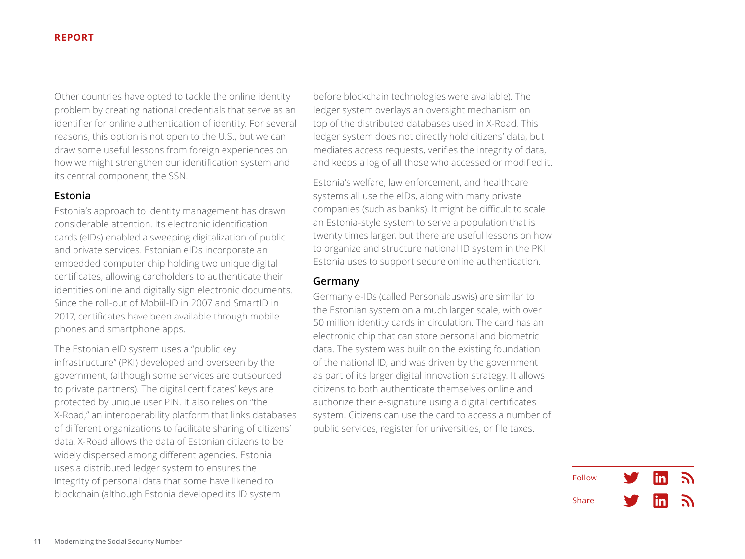Other countries have opted to tackle the online identity problem by creating national credentials that serve as an identifier for online authentication of identity. For several reasons, this option is not open to the U.S., but we can draw some useful lessons from foreign experiences on how we might strengthen our identification system and its central component, the SSN.

### Estonia

Estonia's approach to identity management has drawn considerable attention. Its electronic identification cards (eIDs) enabled a sweeping digitalization of public and private services. Estonian eIDs incorporate an embedded computer chip holding two unique digital certificates, allowing cardholders to authenticate their identities online and digitally sign electronic documents. Since the roll-out of Mobiil-ID in 2007 and SmartID in 2017, certificates have been available through mobile phones and smartphone apps.

The Estonian eID system uses a "public key infrastructure" (PKI) developed and overseen by the government, (although some services are outsourced to private partners). The digital certificates' keys are protected by unique user PIN. It also relies on "the X-Road," an interoperability platform that links databases of different organizations to facilitate sharing of citizens' data. X-Road allows the data of Estonian citizens to be widely dispersed among different agencies. Estonia uses a distributed ledger system to ensures the integrity of personal data that some have likened to blockchain (although Estonia developed its ID system before blockchain technologies were available). The ledger system overlays an oversight mechanism on top of the distributed databases used in X-Road. This ledger system does not directly hold citizens' data, but mediates access requests, verifies the integrity of data, and keeps a log of all those who accessed or modified it.

Estonia's welfare, law enforcement, and healthcare systems all use the eIDs, along with many private companies (such as banks). It might be difficult to scale an Estonia-style system to serve a population that is twenty times larger, but there are useful lessons on how to organize and structure national ID system in the PKI Estonia uses to support secure online authentication.

### Germany

Germany e-IDs (called Personalauswis) are similar to the Estonian system on a much larger scale, with over 50 million identity cards in circulation. The card has an electronic chip that can store personal and biometric data. The system was built on the existing foundation of the national ID, and was driven by the government as part of its larger digital innovation strategy. It allows citizens to both authenticate themselves online and authorize their e-signature using a digital certificates system. Citizens can use the card to access a number of public services, register for universities, or file taxes.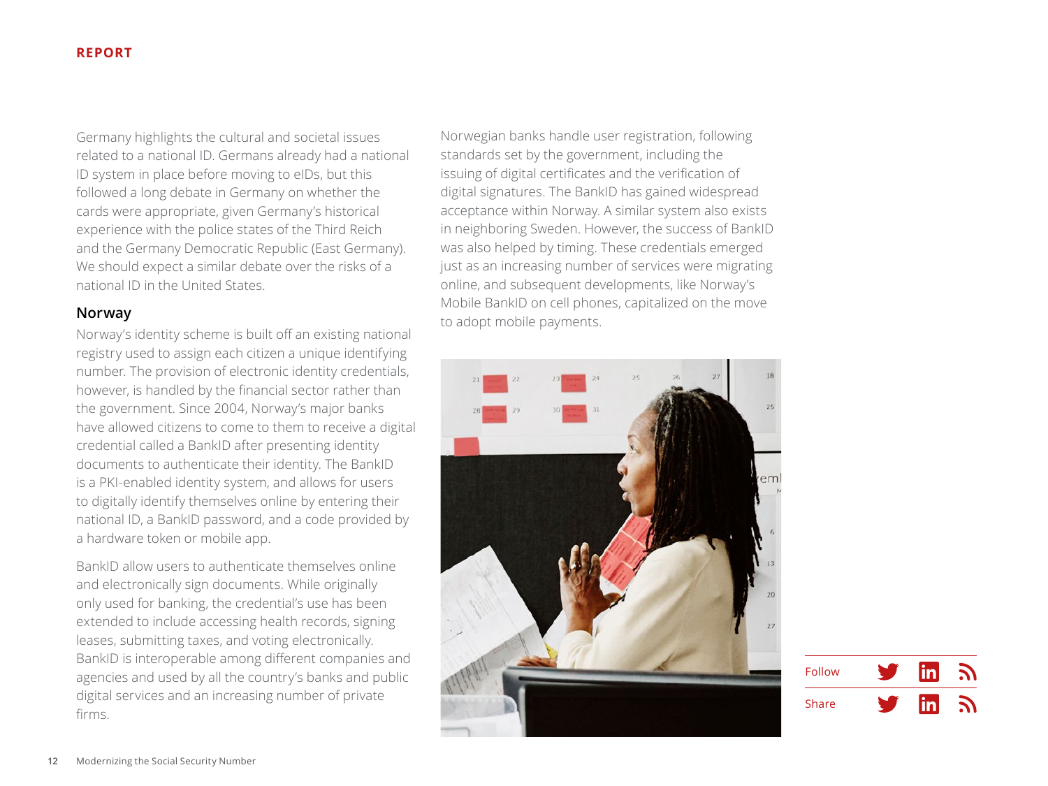Germany highlights the cultural and societal issues related to a national ID. Germans already had a national ID system in place before moving to eIDs, but this followed a long debate in Germany on whether the cards were appropriate, given Germany's historical experience with the police states of the Third Reich and the Germany Democratic Republic (East Germany). We should expect a similar debate over the risks of a national ID in the United States.

### Norway

Norway's identity scheme is built off an existing national registry used to assign each citizen a unique identifying number. The provision of electronic identity credentials, however, is handled by the financial sector rather than the government. Since 2004, Norway's major banks have allowed citizens to come to them to receive a digital credential called a BankID after presenting identity documents to authenticate their identity. The BankID is a PKI-enabled identity system, and allows for users to digitally identify themselves online by entering their national ID, a BankID password, and a code provided by a hardware token or mobile app.

BankID allow users to authenticate themselves online and electronically sign documents. While originally only used for banking, the credential's use has been extended to include accessing health records, signing leases, submitting taxes, and voting electronically. BankID is interoperable among different companies and agencies and used by all the country's banks and public digital services and an increasing number of private firms.

Norwegian banks handle user registration, following standards set by the government, including the issuing of digital certificates and the verification of digital signatures. The BankID has gained widespread acceptance within Norway. A similar system also exists in neighboring Sweden. However, the success of BankID was also helped by timing. These credentials emerged just as an increasing number of services were migrating online, and subsequent developments, like Norway's Mobile BankID on cell phones, capitalized on the move to adopt mobile payments.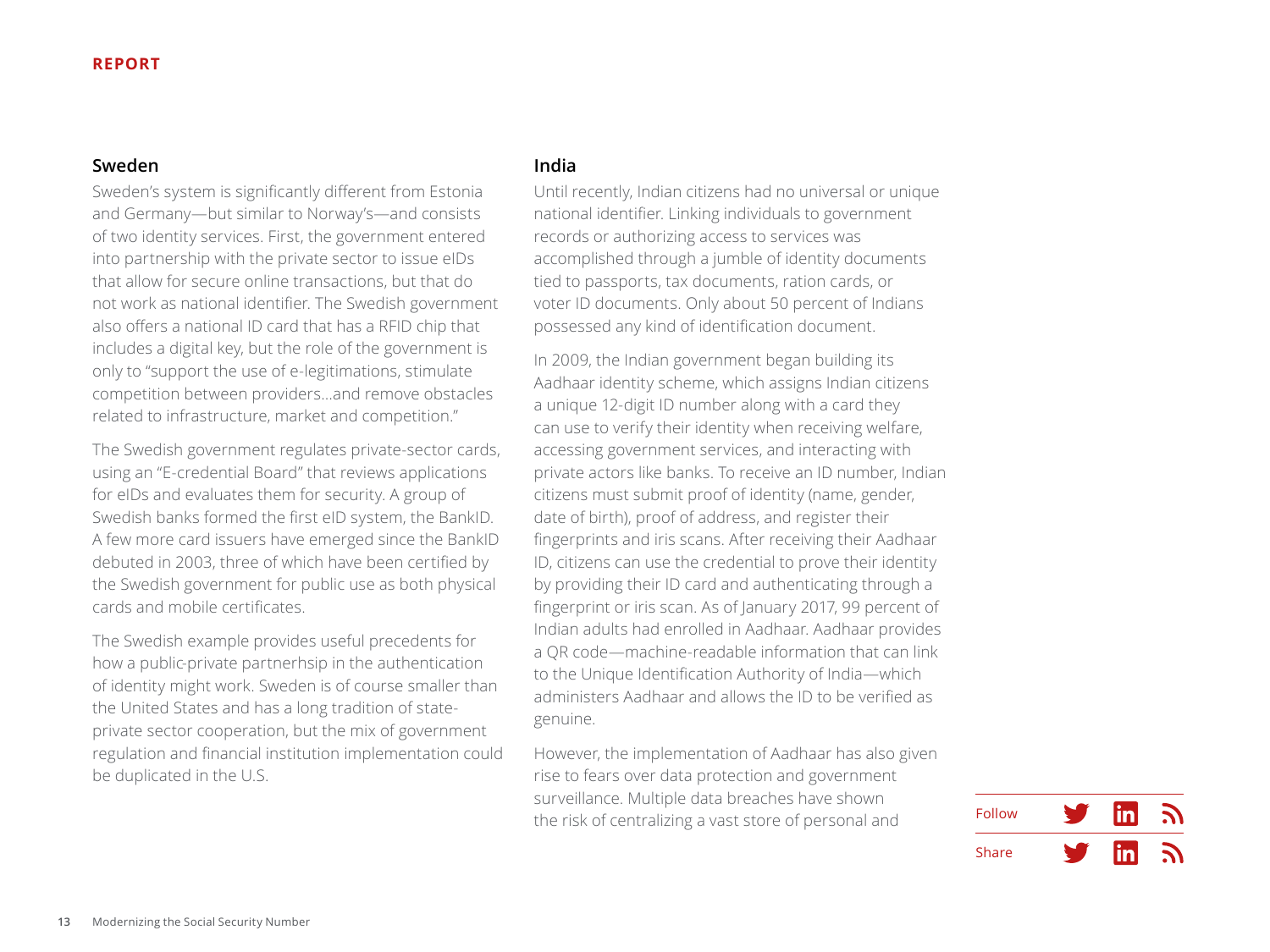## Sweden

Sweden's system is significantly different from Estonia and Germany—but similar to Norway's—and consists of two identity services. First, the government entered into partnership with the private sector to issue eIDs that allow for secure online transactions, but that do not work as national identifier. The Swedish government also offers a national ID card that has a RFID chip that includes a digital key, but the role of the government is only to "support the use of e-legitimations, stimulate competition between providers…and remove obstacles related to infrastructure, market and competition."

The Swedish government regulates private-sector cards, using an "E-credential Board" that reviews applications for eIDs and evaluates them for security. A group of Swedish banks formed the first eID system, the BankID. A few more card issuers have emerged since the BankID debuted in 2003, three of which have been certified by the Swedish government for public use as both physical cards and mobile certificates.

The Swedish example provides useful precedents for how a public-private partnerhsip in the authentication of identity might work. Sweden is of course smaller than the United States and has a long tradition of state-private sector cooperation, but the mix of government regulation and financial institution implementation could be duplicated in the U.S.

## India

Until recently, Indian citizens had no universal or unique national identifier. Linking individuals to government records or authorizing access to services was accomplished through a jumble of identity documents tied to passports, tax documents, ration cards, or voter ID documents. Only about 50 percent of Indians possessed any kind of identification document.

In 2009, the Indian government began building its Aadhaar identity scheme, which assigns Indian citizens a unique 12-digit ID number along with a card they can use to verify their identity when receiving welfare, accessing government services, and interacting with private actors like banks. To receive an ID number, Indian citizens must submit proof of identity (name, gender, date of birth), proof of address, and register their fingerprints and iris scans. After receiving their Aadhaar ID, citizens can use the credential to prove their identity by providing their ID card and authenticating through a fingerprint or iris scan. As of January 2017, 99 percent of Indian adults had enrolled in Aadhaar. Aadhaar provides a QR code—machine-readable information that can link to the Unique Identification Authority of India—which administers Aadhaar and allows the ID to be verified as genuine.

However, the implementation of Aadhaar has also given rise to fears over data protection and government surveillance. Multiple data breaches have shown the risk of centralizing a vast store of personal and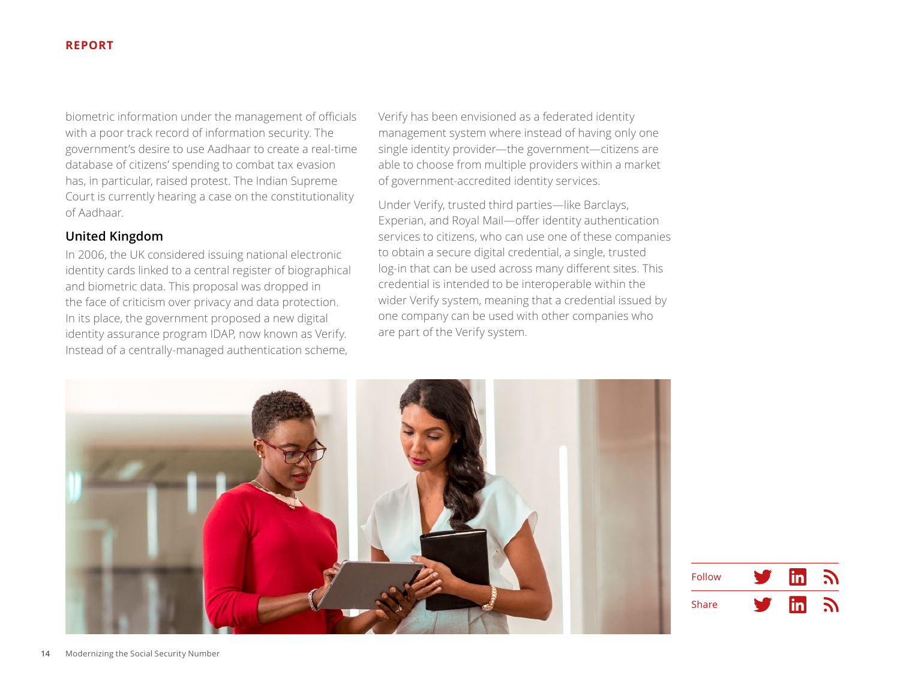biometric information under the management of officials with a poor track record of information security. The government's desire to use Aadhaar to create a real-time database of citizens' spending to combat tax evasion has, in particular, raised protest. The Indian Supreme Court is currently hearing a case on the constitutionality of Aadhaar.

### United Kingdom

In 2006, the UK considered issuing national electronic identity cards linked to a central register of biographical and biometric data. This proposal was dropped in the face of criticism over privacy and data protection. In its place, the government proposed a new digital identity assurance program IDAP, now known as Verify. Instead of a centrally-managed authentication scheme, Verify has been envisioned as a federated identity management system where instead of having only one single identity provider—the government—citizens are able to choose from multiple providers within a market of government-accredited identity services.

Under Verify, trusted third parties—like Barclays, Experian, and Royal Mail—offer identity authentication services to citizens, who can use one of these companies to obtain a secure digital credential, a single, trusted log-in that can be used across many different sites. This credential is intended to be interoperable within the wider Verify system, meaning that a credential issued by one company can be used with other companies who are part of the Verify system.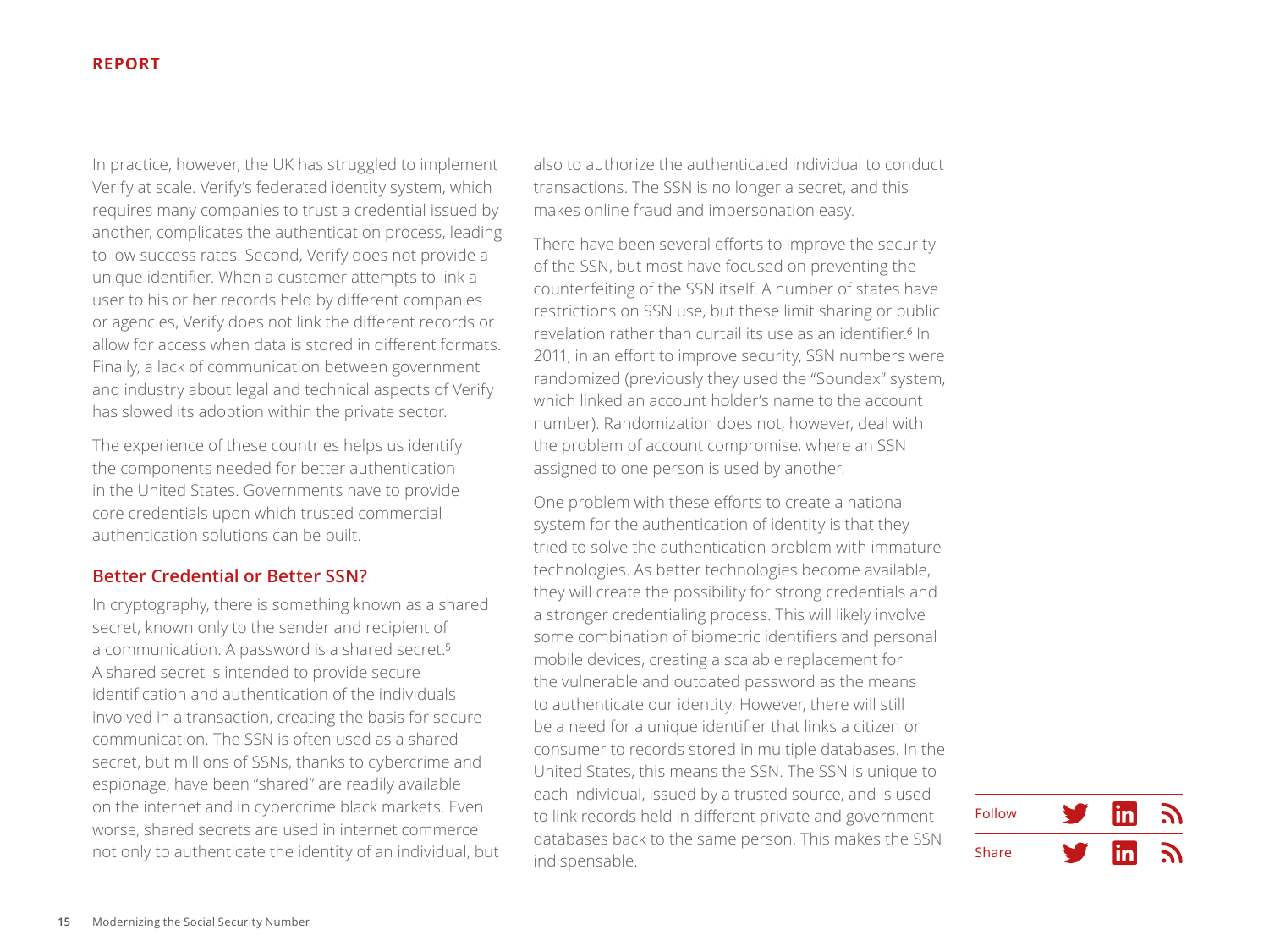In practice, however, the UK has struggled to implement Verify at scale. Verify's federated identity system, which requires many companies to trust a credential issued by another, complicates the authentication process, leading to low success rates. Second, Verify does not provide a unique identifier. When a customer attempts to link a user to his or her records held by different companies or agencies, Verify does not link the different records or allow for access when data is stored in different formats. Finally, a lack of communication between government and industry about legal and technical aspects of Verify has slowed its adoption within the private sector.

The experience of these countries helps us identify the components needed for better authentication in the United States. Governments have to provide core credentials upon which trusted commercial authentication solutions can be built.

## Better Credential or Better SSN?

In cryptography, there is something known as a shared secret, known only to the sender and recipient of a communication. A password is a shared secret.[5] A shared secret is intended to provide secure identification and authentication of the individuals involved in a transaction, creating the basis for secure communication. The SSN is often used as a shared secret, but millions of SSNs, thanks to cybercrime and espionage, have been "shared" are readily available on the internet and in cybercrime black markets. Even worse, shared secrets are used in internet commerce not only to authenticate the identity of an individual, but also to authorize the authenticated individual to conduct transactions. The SSN is no longer a secret, and this makes online fraud and impersonation easy.

There have been several efforts to improve the security of the SSN, but most have focused on preventing the counterfeiting of the SSN itself. A number of states have restrictions on SSN use, but these limit sharing or public revelation rather than curtail its use as an identifier.[6] In 2011, in an effort to improve security, SSN numbers were randomized (previously they used the "Soundex" system, which linked an account holder's name to the account number). Randomization does not, however, deal with the problem of account compromise, where an SSN assigned to one person is used by another.

One problem with these efforts to create a national system for the authentication of identity is that they tried to solve the authentication problem with immature technologies. As better technologies become available, they will create the possibility for strong credentials and a stronger credentialing process. This will likely involve some combination of biometric identifiers and personal mobile devices, creating a scalable replacement for the vulnerable and outdated password as the means to authenticate our identity. However, there will still be a need for a unique identifier that links a citizen or consumer to records stored in multiple databases. In the United States, this means the SSN. The SSN is unique to each individual, issued by a trusted source, and is used to link records held in different private and government databases back to the same person. This makes the SSN indispensable.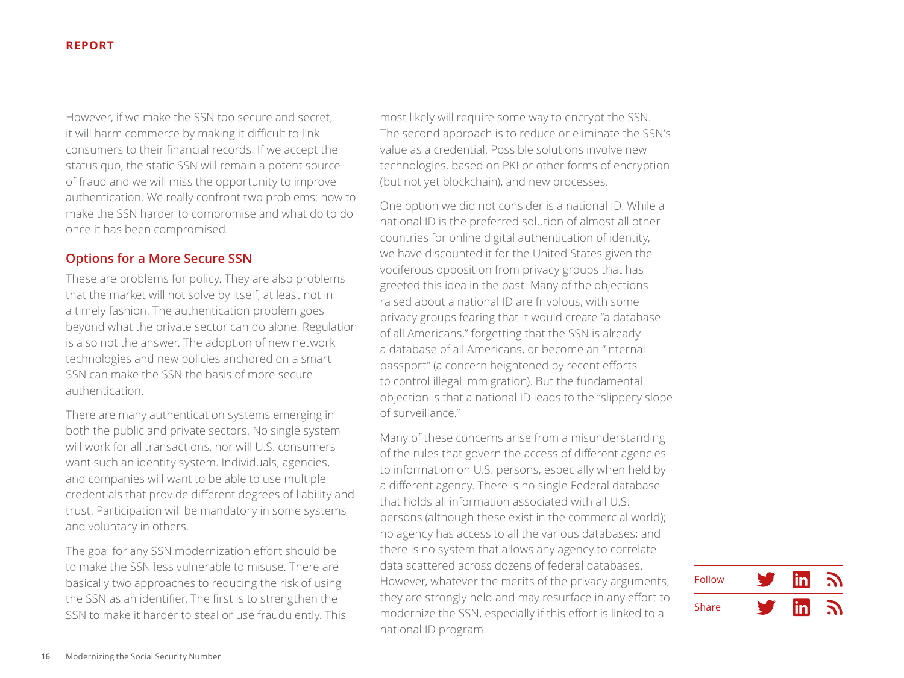However, if we make the SSN too secure and secret, it will harm commerce by making it difficult to link consumers to their financial records. If we accept the status quo, the static SSN will remain a potent source of fraud and we will miss the opportunity to improve authentication. We really confront two problems: how to make the SSN harder to compromise and what do to do once it has been compromised.

## Options for a More Secure SSN

These are problems for policy. They are also problems that the market will not solve by itself, at least not in a timely fashion. The authentication problem goes beyond what the private sector can do alone. Regulation is also not the answer. The adoption of new network technologies and new policies anchored on a smart SSN can make the SSN the basis of more secure authentication.

There are many authentication systems emerging in both the public and private sectors. No single system will work for all transactions, nor will U.S. consumers want such an identity system. Individuals, agencies, and companies will want to be able to use multiple credentials that provide different degrees of liability and trust. Participation will be mandatory in some systems and voluntary in others.

The goal for any SSN modernization effort should be to make the SSN less vulnerable to misuse. There are basically two approaches to reducing the risk of using the SSN as an identifier. The first is to strengthen the SSN to make it harder to steal or use fraudulently. This most likely will require some way to encrypt the SSN. The second approach is to reduce or eliminate the SSN's value as a credential. Possible solutions involve new technologies, based on PKI or other forms of encryption (but not yet blockchain), and new processes.

One option we did not consider is a national ID. While a national ID is the preferred solution of almost all other countries for online digital authentication of identity, we have discounted it for the United States given the vociferous opposition from privacy groups that has greeted this idea in the past. Many of the objections raised about a national ID are frivolous, with some privacy groups fearing that it would create "a database of all Americans," forgetting that the SSN is already a database of all Americans, or become an "internal passport" (a concern heightened by recent efforts to control illegal immigration). But the fundamental objection is that a national ID leads to the "slippery slope of surveillance."

Many of these concerns arise from a misunderstanding of the rules that govern the access of different agencies to information on U.S. persons, especially when held by a different agency. There is no single Federal database that holds all information associated with all U.S. persons (although these exist in the commercial world); no agency has access to all the various databases; and there is no system that allows any agency to correlate data scattered across dozens of federal databases. However, whatever the merits of the privacy arguments, they are strongly held and may resurface in any effort to modernize the SSN, especially if this effort is linked to a national ID program.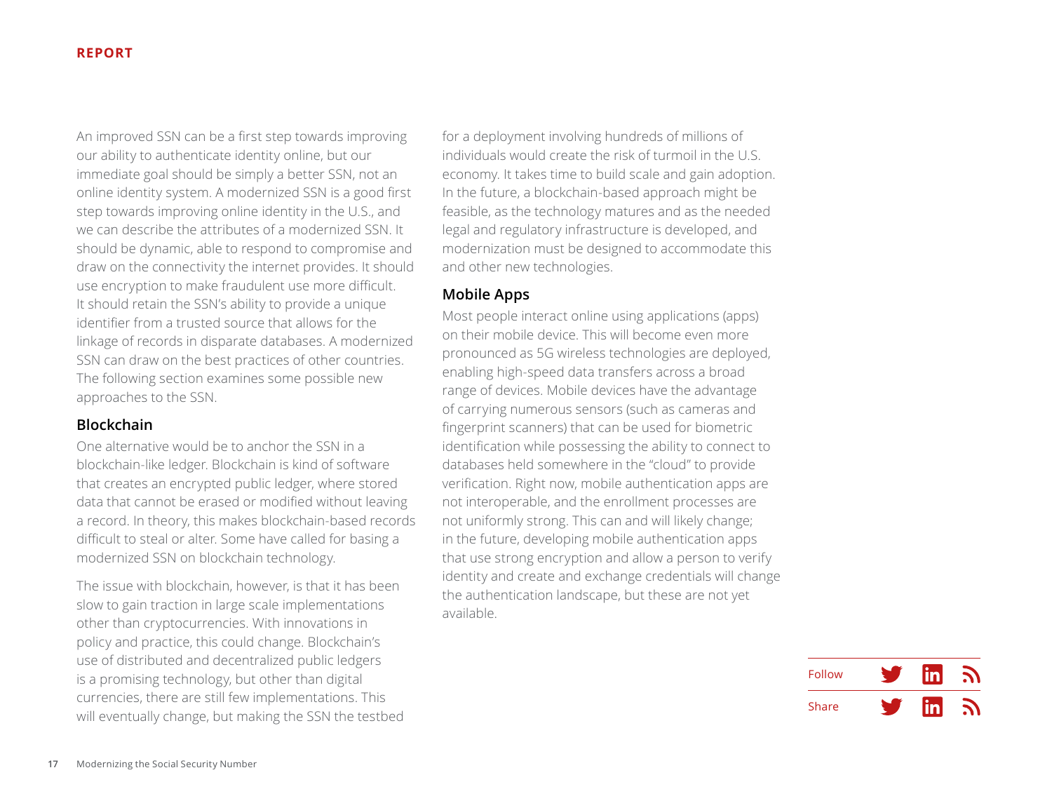An improved SSN can be a first step towards improving our ability to authenticate identity online, but our immediate goal should be simply a better SSN, not an online identity system. A modernized SSN is a good first step towards improving online identity in the U.S., and we can describe the attributes of a modernized SSN. It should be dynamic, able to respond to compromise and draw on the connectivity the internet provides. It should use encryption to make fraudulent use more difficult. It should retain the SSN's ability to provide a unique identifier from a trusted source that allows for the linkage of records in disparate databases. A modernized SSN can draw on the best practices of other countries. The following section examines some possible new approaches to the SSN.

### Blockchain

One alternative would be to anchor the SSN in a blockchain-like ledger. Blockchain is kind of software that creates an encrypted public ledger, where stored data that cannot be erased or modified without leaving a record. In theory, this makes blockchain-based records difficult to steal or alter. Some have called for basing a modernized SSN on blockchain technology.

The issue with blockchain, however, is that it has been slow to gain traction in large scale implementations other than cryptocurrencies. With innovations in policy and practice, this could change. Blockchain's use of distributed and decentralized public ledgers is a promising technology, but other than digital currencies, there are still few implementations. This will eventually change, but making the SSN the testbed for a deployment involving hundreds of millions of individuals would create the risk of turmoil in the U.S. economy. It takes time to build scale and gain adoption. In the future, a blockchain-based approach might be feasible, as the technology matures and as the needed legal and regulatory infrastructure is developed, and modernization must be designed to accommodate this and other new technologies.

### Mobile Apps

Most people interact online using applications (apps) on their mobile device. This will become even more pronounced as 5G wireless technologies are deployed, enabling high-speed data transfers across a broad range of devices. Mobile devices have the advantage of carrying numerous sensors (such as cameras and fingerprint scanners) that can be used for biometric identification while possessing the ability to connect to databases held somewhere in the "cloud" to provide verification. Right now, mobile authentication apps are not interoperable, and the enrollment processes are not uniformly strong. This can and will likely change; in the future, developing mobile authentication apps that use strong encryption and allow a person to verify identity and create and exchange credentials will change the authentication landscape, but these are not yet available.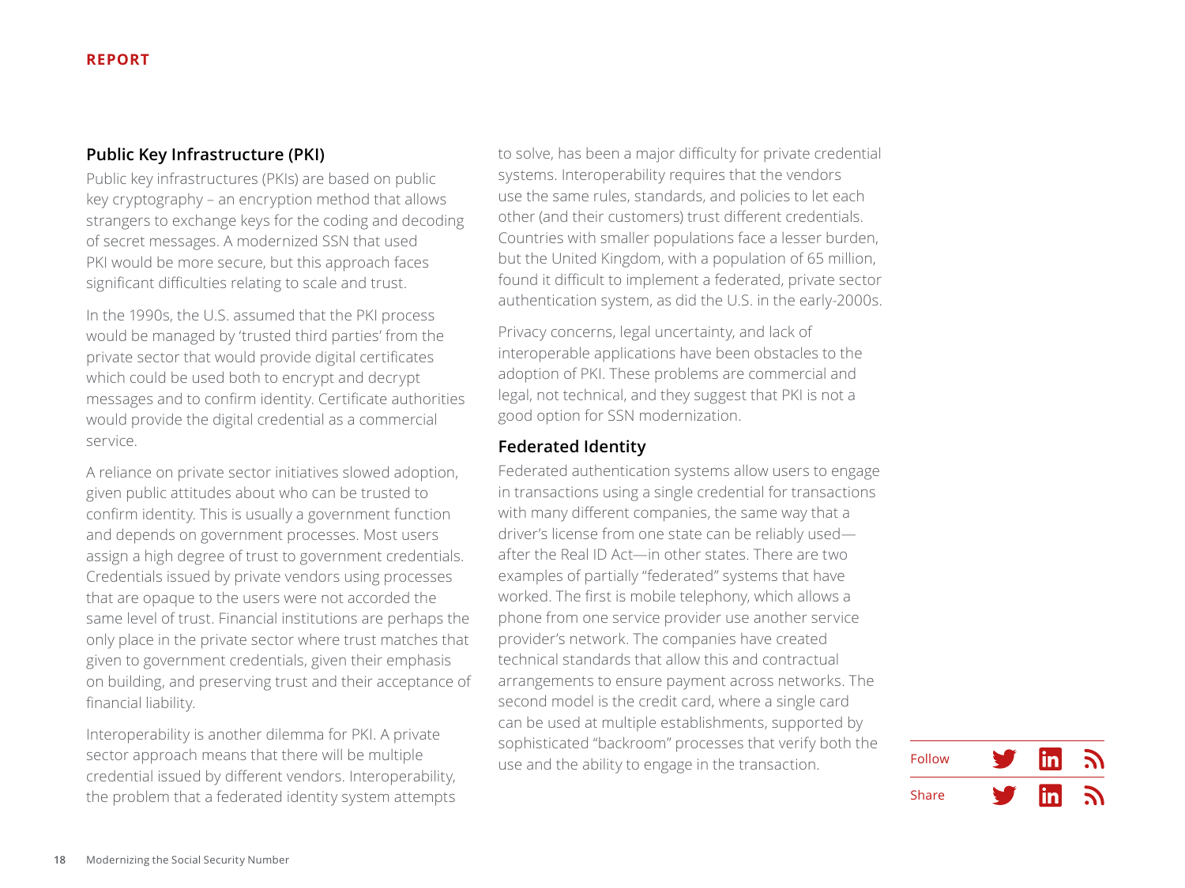## Public Key Infrastructure (PKI)

Public key infrastructures (PKIs) are based on public key cryptography – an encryption method that allows strangers to exchange keys for the coding and decoding of secret messages. A modernized SSN that used PKI would be more secure, but this approach faces significant difficulties relating to scale and trust.

In the 1990s, the U.S. assumed that the PKI process would be managed by 'trusted third parties' from the private sector that would provide digital certificates which could be used both to encrypt and decrypt messages and to confirm identity. Certificate authorities would provide the digital credential as a commercial service.

A reliance on private sector initiatives slowed adoption, given public attitudes about who can be trusted to confirm identity. This is usually a government function and depends on government processes. Most users assign a high degree of trust to government credentials. Credentials issued by private vendors using processes that are opaque to the users were not accorded the same level of trust. Financial institutions are perhaps the only place in the private sector where trust matches that given to government credentials, given their emphasis on building, and preserving trust and their acceptance of financial liability.

Interoperability is another dilemma for PKI. A private sector approach means that there will be multiple credential issued by different vendors. Interoperability, the problem that a federated identity system attempts to solve, has been a major difficulty for private credential systems. Interoperability requires that the vendors use the same rules, standards, and policies to let each other (and their customers) trust different credentials. Countries with smaller populations face a lesser burden, but the United Kingdom, with a population of 65 million, found it difficult to implement a federated, private sector authentication system, as did the U.S. in the early-2000s.

Privacy concerns, legal uncertainty, and lack of interoperable applications have been obstacles to the adoption of PKI. These problems are commercial and legal, not technical, and they suggest that PKI is not a good option for SSN modernization.

## Federated Identity

Federated authentication systems allow users to engage in transactions using a single credential for transactions with many different companies, the same way that a driver's license from one state can be reliably used—after the Real ID Act—in other states. There are two examples of partially "federated" systems that have worked. The first is mobile telephony, which allows a phone from one service provider use another service provider's network. The companies have created technical standards that allow this and contractual arrangements to ensure payment across networks. The second model is the credit card, where a single card can be used at multiple establishments, supported by sophisticated "backroom" processes that verify both the use and the ability to engage in the transaction.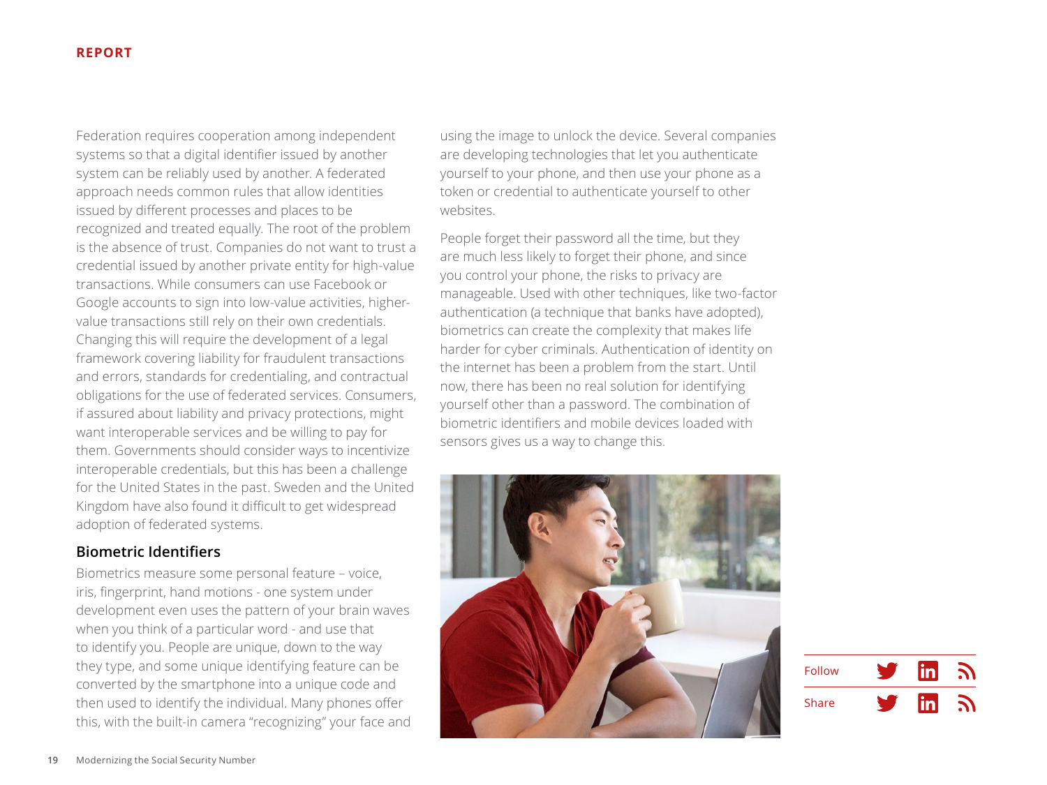Federation requires cooperation among independent systems so that a digital identifier issued by another system can be reliably used by another. A federated approach needs common rules that allow identities issued by different processes and places to be recognized and treated equally. The root of the problem is the absence of trust. Companies do not want to trust a credential issued by another private entity for high-value transactions. While consumers can use Facebook or Google accounts to sign into low-value activities, higher-value transactions still rely on their own credentials. Changing this will require the development of a legal framework covering liability for fraudulent transactions and errors, standards for credentialing, and contractual obligations for the use of federated services. Consumers, if assured about liability and privacy protections, might want interoperable services and be willing to pay for them. Governments should consider ways to incentivize interoperable credentials, but this has been a challenge for the United States in the past. Sweden and the United Kingdom have also found it difficult to get widespread adoption of federated systems.

## Biometric Identifiers

Biometrics measure some personal feature – voice, iris, fingerprint, hand motions - one system under development even uses the pattern of your brain waves when you think of a particular word - and use that to identify you. People are unique, down to the way they type, and some unique identifying feature can be converted by the smartphone into a unique code and then used to identify the individual. Many phones offer this, with the built-in camera "recognizing" your face and using the image to unlock the device. Several companies are developing technologies that let you authenticate yourself to your phone, and then use your phone as a token or credential to authenticate yourself to other websites.

People forget their password all the time, but they are much less likely to forget their phone, and since you control your phone, the risks to privacy are manageable. Used with other techniques, like two-factor authentication (a technique that banks have adopted), biometrics can create the complexity that makes life harder for cyber criminals. Authentication of identity on the internet has been a problem from the start. Until now, there has been no real solution for identifying yourself other than a password. The combination of biometric identifiers and mobile devices loaded with sensors gives us a way to change this.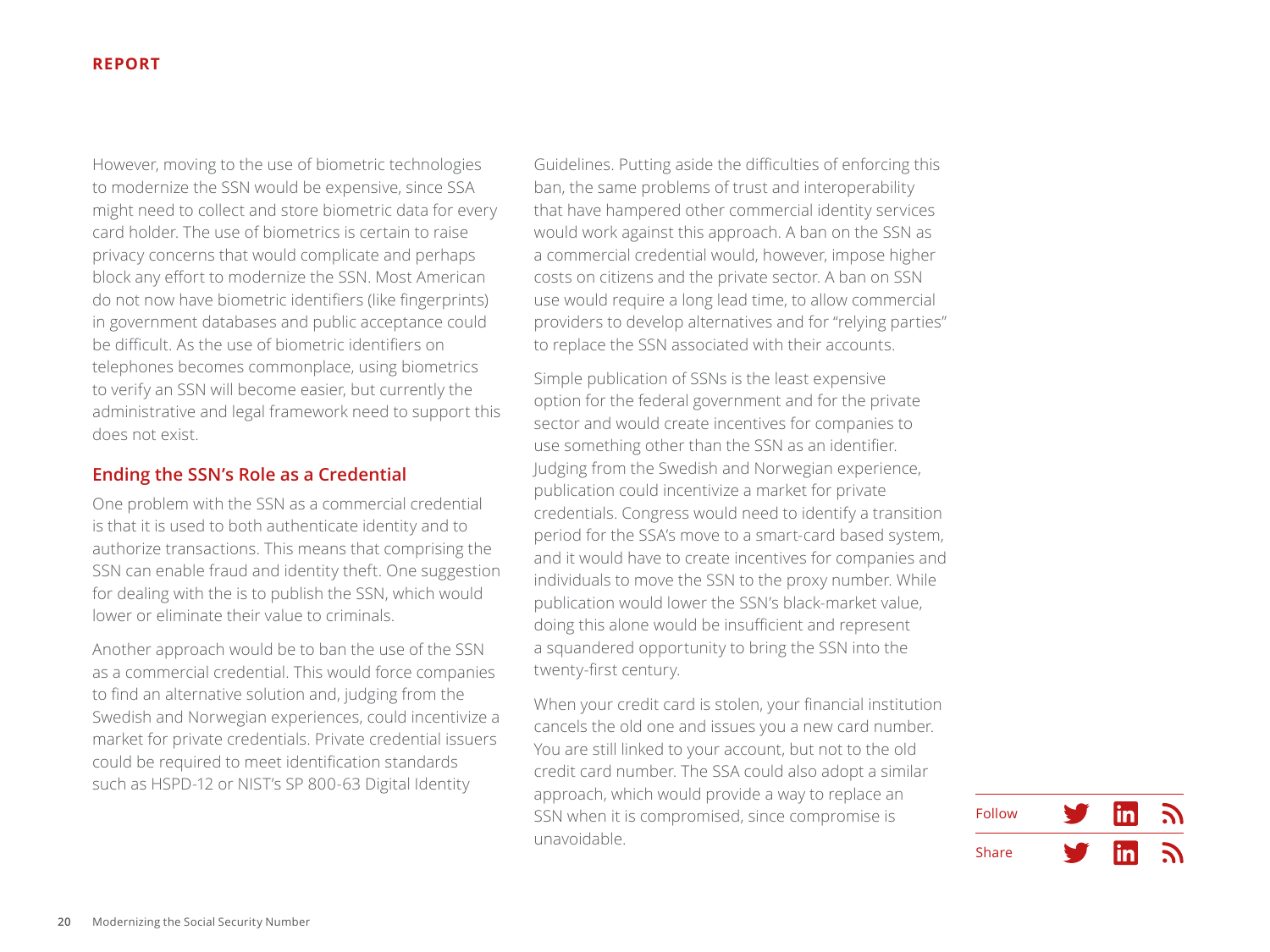However, moving to the use of biometric technologies to modernize the SSN would be expensive, since SSA might need to collect and store biometric data for every card holder. The use of biometrics is certain to raise privacy concerns that would complicate and perhaps block any effort to modernize the SSN. Most American do not now have biometric identifiers (like fingerprints) in government databases and public acceptance could be difficult. As the use of biometric identifiers on telephones becomes commonplace, using biometrics to verify an SSN will become easier, but currently the administrative and legal framework need to support this does not exist.

## Ending the SSN's Role as a Credential

One problem with the SSN as a commercial credential is that it is used to both authenticate identity and to authorize transactions. This means that comprising the SSN can enable fraud and identity theft. One suggestion for dealing with the is to publish the SSN, which would lower or eliminate their value to criminals.

Another approach would be to ban the use of the SSN as a commercial credential. This would force companies to find an alternative solution and, judging from the Swedish and Norwegian experiences, could incentivize a market for private credentials. Private credential issuers could be required to meet identification standards such as HSPD-12 or NIST's SP 800-63 Digital Identity Guidelines. Putting aside the difficulties of enforcing this ban, the same problems of trust and interoperability that have hampered other commercial identity services would work against this approach. A ban on the SSN as a commercial credential would, however, impose higher costs on citizens and the private sector. A ban on SSN use would require a long lead time, to allow commercial providers to develop alternatives and for "relying parties" to replace the SSN associated with their accounts.

Simple publication of SSNs is the least expensive option for the federal government and for the private sector and would create incentives for companies to use something other than the SSN as an identifier. Judging from the Swedish and Norwegian experience, publication could incentivize a market for private credentials. Congress would need to identify a transition period for the SSA's move to a smart-card based system, and it would have to create incentives for companies and individuals to move the SSN to the proxy number. While publication would lower the SSN's black-market value, doing this alone would be insufficient and represent a squandered opportunity to bring the SSN into the twenty-first century.

When your credit card is stolen, your financial institution cancels the old one and issues you a new card number. You are still linked to your account, but not to the old credit card number. The SSA could also adopt a similar approach, which would provide a way to replace an SSN when it is compromised, since compromise is unavoidable.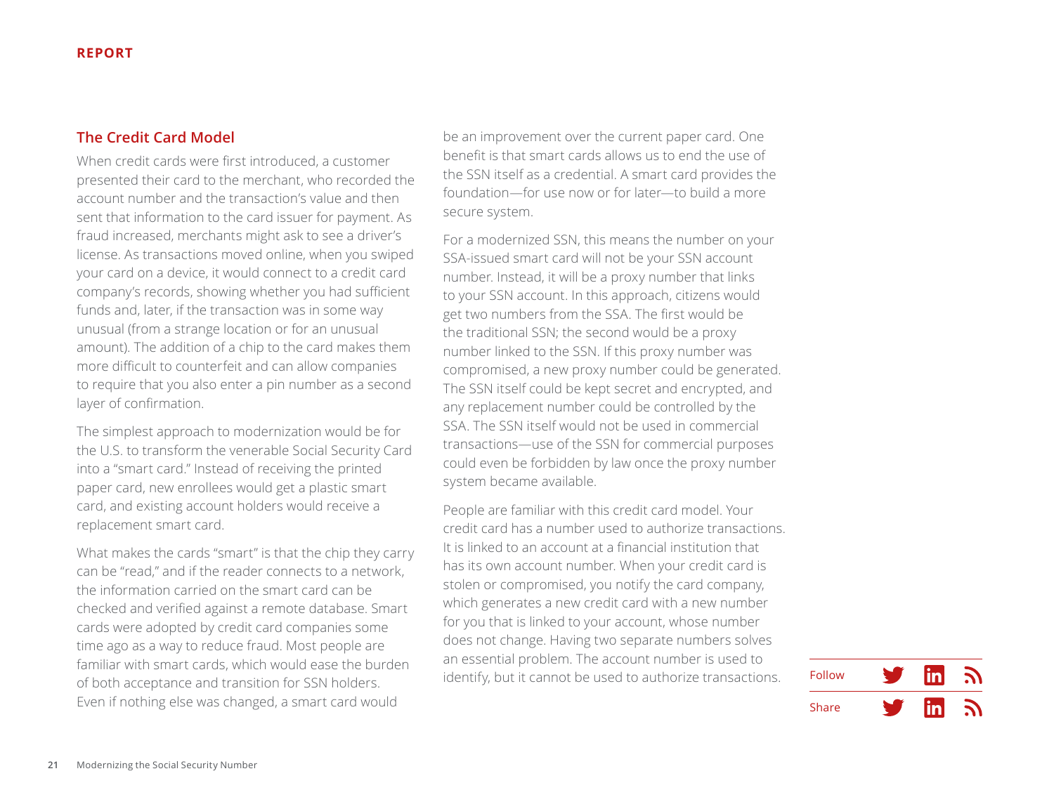## The Credit Card Model

When credit cards were first introduced, a customer presented their card to the merchant, who recorded the account number and the transaction's value and then sent that information to the card issuer for payment. As fraud increased, merchants might ask to see a driver's license. As transactions moved online, when you swiped your card on a device, it would connect to a credit card company's records, showing whether you had sufficient funds and, later, if the transaction was in some way unusual (from a strange location or for an unusual amount). The addition of a chip to the card makes them more difficult to counterfeit and can allow companies to require that you also enter a pin number as a second layer of confirmation.

The simplest approach to modernization would be for the U.S. to transform the venerable Social Security Card into a "smart card." Instead of receiving the printed paper card, new enrollees would get a plastic smart card, and existing account holders would receive a replacement smart card.

What makes the cards "smart" is that the chip they carry can be "read," and if the reader connects to a network, the information carried on the smart card can be checked and verified against a remote database. Smart cards were adopted by credit card companies some time ago as a way to reduce fraud. Most people are familiar with smart cards, which would ease the burden of both acceptance and transition for SSN holders. Even if nothing else was changed, a smart card would be an improvement over the current paper card. One benefit is that smart cards allows us to end the use of the SSN itself as a credential. A smart card provides the foundation—for use now or for later—to build a more secure system.

For a modernized SSN, this means the number on your SSA-issued smart card will not be your SSN account number. Instead, it will be a proxy number that links to your SSN account. In this approach, citizens would get two numbers from the SSA. The first would be the traditional SSN; the second would be a proxy number linked to the SSN. If this proxy number was compromised, a new proxy number could be generated. The SSN itself could be kept secret and encrypted, and any replacement number could be controlled by the SSA. The SSN itself would not be used in commercial transactions—use of the SSN for commercial purposes could even be forbidden by law once the proxy number system became available.

People are familiar with this credit card model. Your credit card has a number used to authorize transactions. It is linked to an account at a financial institution that has its own account number. When your credit card is stolen or compromised, you notify the card company, which generates a new credit card with a new number for you that is linked to your account, whose number does not change. Having two separate numbers solves an essential problem. The account number is used to identify, but it cannot be used to authorize transactions.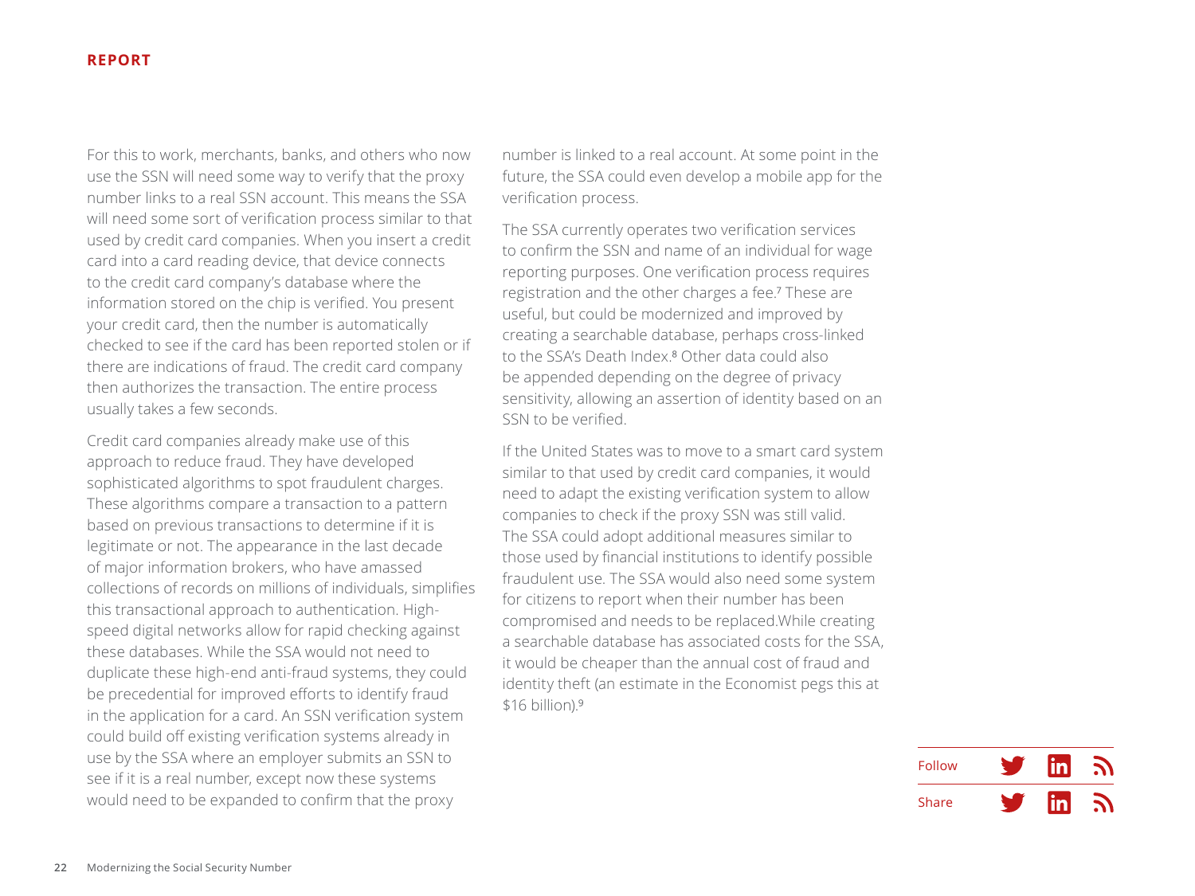For this to work, merchants, banks, and others who now use the SSN will need some way to verify that the proxy number links to a real SSN account. This means the SSA will need some sort of verification process similar to that used by credit card companies. When you insert a credit card into a card reading device, that device connects to the credit card company's database where the information stored on the chip is verified. You present your credit card, then the number is automatically checked to see if the card has been reported stolen or if there are indications of fraud. The credit card company then authorizes the transaction. The entire process usually takes a few seconds.

Credit card companies already make use of this approach to reduce fraud. They have developed sophisticated algorithms to spot fraudulent charges. These algorithms compare a transaction to a pattern based on previous transactions to determine if it is legitimate or not. The appearance in the last decade of major information brokers, who have amassed collections of records on millions of individuals, simplifies this transactional approach to authentication. High-speed digital networks allow for rapid checking against these databases. While the SSA would not need to duplicate these high-end anti-fraud systems, they could be precedential for improved efforts to identify fraud in the application for a card. An SSN verification system could build off existing verification systems already in use by the SSA where an employer submits an SSN to see if it is a real number, except now these systems would need to be expanded to confirm that the proxy number is linked to a real account. At some point in the future, the SSA could even develop a mobile app for the verification process.

The SSA currently operates two verification services to confirm the SSN and name of an individual for wage reporting purposes. One verification process requires registration and the other charges a fee.[7] These are useful, but could be modernized and improved by creating a searchable database, perhaps cross-linked to the SSA's Death Index.[8] Other data could also be appended depending on the degree of privacy sensitivity, allowing an assertion of identity based on an SSN to be verified.

If the United States was to move to a smart card system similar to that used by credit card companies, it would need to adapt the existing verification system to allow companies to check if the proxy SSN was still valid. The SSA could adopt additional measures similar to those used by financial institutions to identify possible fraudulent use. The SSA would also need some system for citizens to report when their number has been compromised and needs to be replaced.While creating a searchable database has associated costs for the SSA, it would be cheaper than the annual cost of fraud and identity theft (an estimate in the Economist pegs this at $16 billion).[9]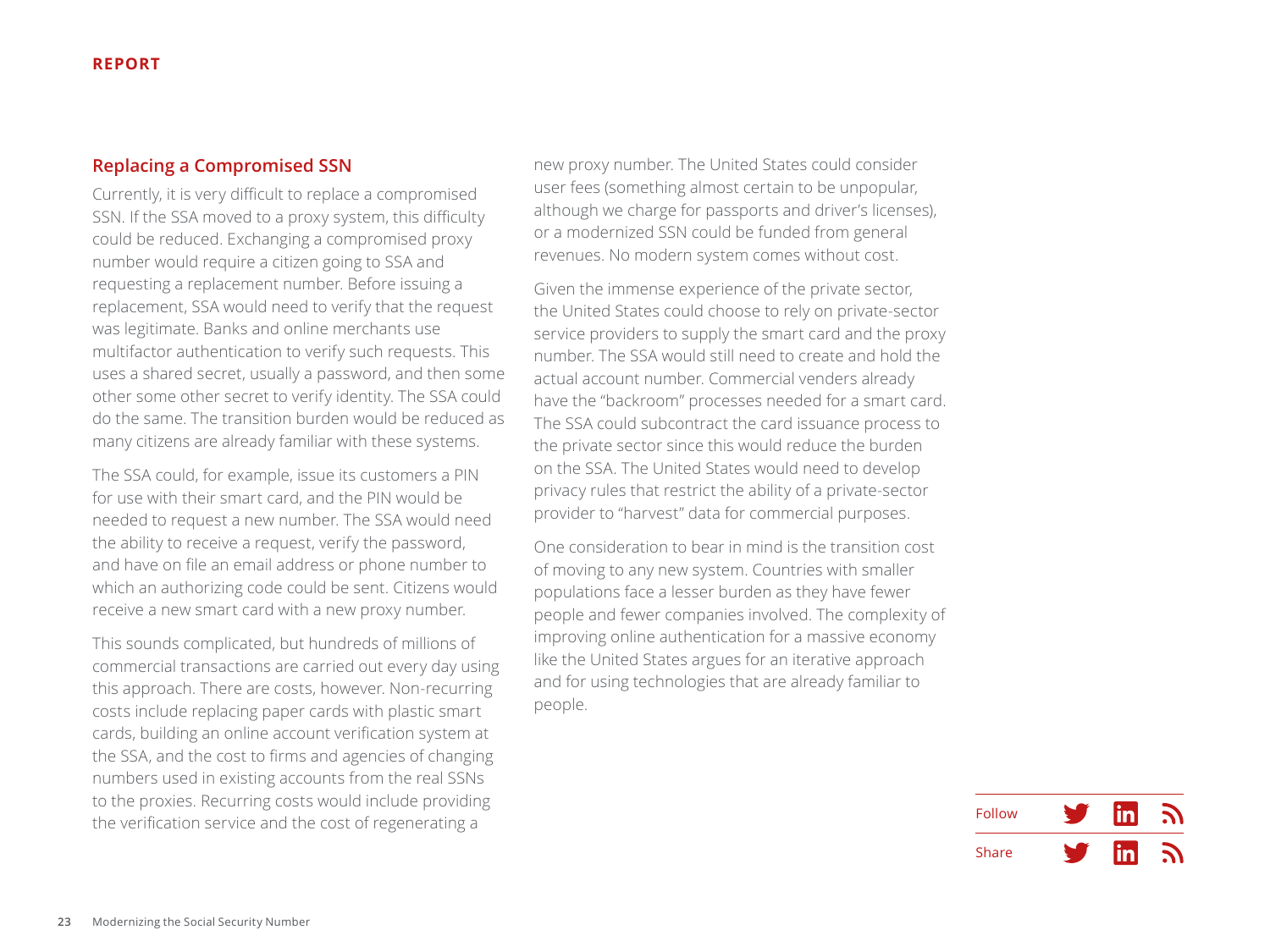## Replacing a Compromised SSN

Currently, it is very difficult to replace a compromised SSN. If the SSA moved to a proxy system, this difficulty could be reduced. Exchanging a compromised proxy number would require a citizen going to SSA and requesting a replacement number. Before issuing a replacement, SSA would need to verify that the request was legitimate. Banks and online merchants use multifactor authentication to verify such requests. This uses a shared secret, usually a password, and then some other some other secret to verify identity. The SSA could do the same. The transition burden would be reduced as many citizens are already familiar with these systems.

The SSA could, for example, issue its customers a PIN for use with their smart card, and the PIN would be needed to request a new number. The SSA would need the ability to receive a request, verify the password, and have on file an email address or phone number to which an authorizing code could be sent. Citizens would receive a new smart card with a new proxy number.

This sounds complicated, but hundreds of millions of commercial transactions are carried out every day using this approach. There are costs, however. Non-recurring costs include replacing paper cards with plastic smart cards, building an online account verification system at the SSA, and the cost to firms and agencies of changing numbers used in existing accounts from the real SSNs to the proxies. Recurring costs would include providing the verification service and the cost of regenerating a new proxy number. The United States could consider user fees (something almost certain to be unpopular, although we charge for passports and driver's licenses), or a modernized SSN could be funded from general revenues. No modern system comes without cost.

Given the immense experience of the private sector, the United States could choose to rely on private-sector service providers to supply the smart card and the proxy number. The SSA would still need to create and hold the actual account number. Commercial venders already have the "backroom" processes needed for a smart card. The SSA could subcontract the card issuance process to the private sector since this would reduce the burden on the SSA. The United States would need to develop privacy rules that restrict the ability of a private-sector provider to "harvest" data for commercial purposes.

One consideration to bear in mind is the transition cost of moving to any new system. Countries with smaller populations face a lesser burden as they have fewer people and fewer companies involved. The complexity of improving online authentication for a massive economy like the United States argues for an iterative approach and for using technologies that are already familiar to people.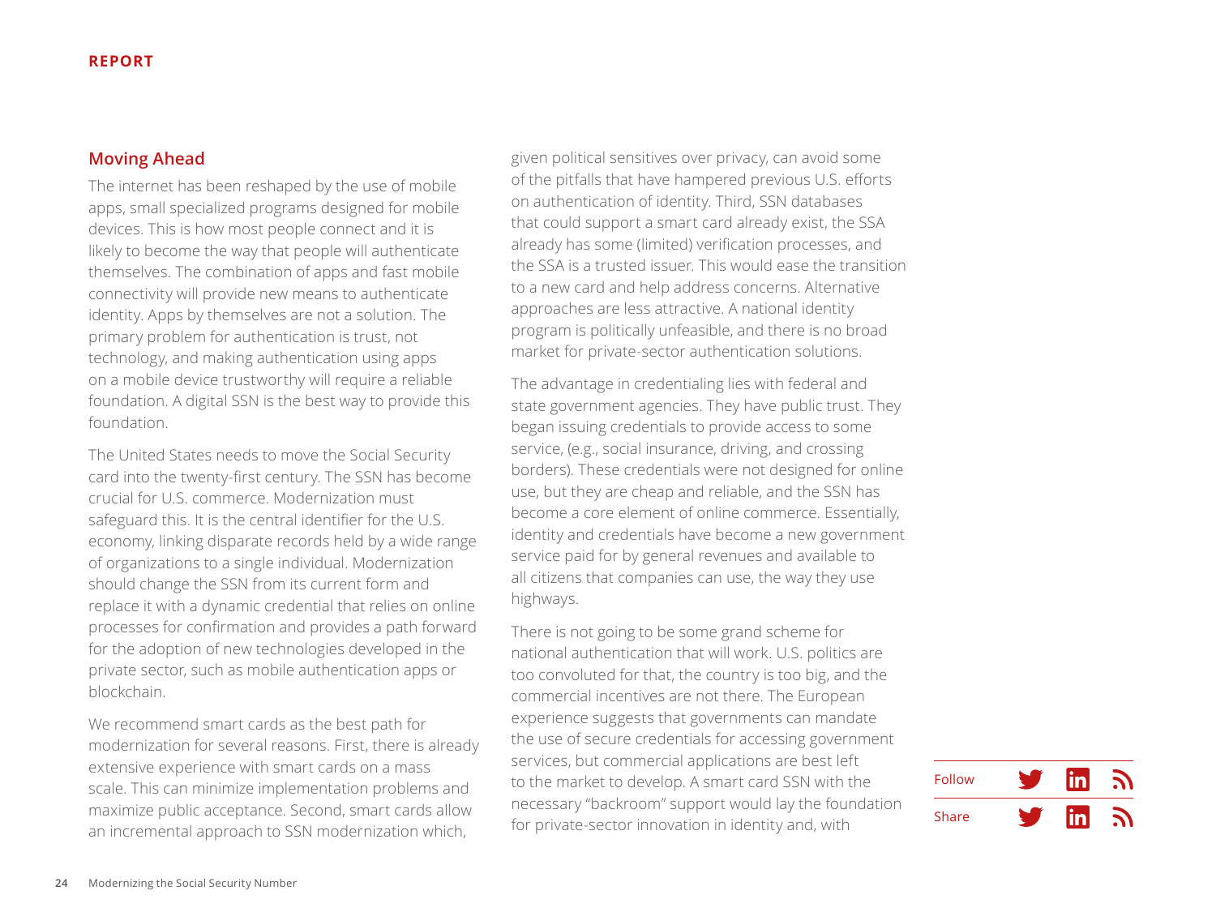## Moving Ahead

The internet has been reshaped by the use of mobile apps, small specialized programs designed for mobile devices. This is how most people connect and it is likely to become the way that people will authenticate themselves. The combination of apps and fast mobile connectivity will provide new means to authenticate identity. Apps by themselves are not a solution. The primary problem for authentication is trust, not technology, and making authentication using apps on a mobile device trustworthy will require a reliable foundation. A digital SSN is the best way to provide this foundation.

The United States needs to move the Social Security card into the twenty-first century. The SSN has become crucial for U.S. commerce. Modernization must safeguard this. It is the central identifier for the U.S. economy, linking disparate records held by a wide range of organizations to a single individual. Modernization should change the SSN from its current form and replace it with a dynamic credential that relies on online processes for confirmation and provides a path forward for the adoption of new technologies developed in the private sector, such as mobile authentication apps or blockchain.

We recommend smart cards as the best path for modernization for several reasons. First, there is already extensive experience with smart cards on a mass scale. This can minimize implementation problems and maximize public acceptance. Second, smart cards allow an incremental approach to SSN modernization which, given political sensitives over privacy, can avoid some of the pitfalls that have hampered previous U.S. efforts on authentication of identity. Third, SSN databases that could support a smart card already exist, the SSA already has some (limited) verification processes, and the SSA is a trusted issuer. This would ease the transition to a new card and help address concerns. Alternative approaches are less attractive. A national identity program is politically unfeasible, and there is no broad market for private-sector authentication solutions.

The advantage in credentialing lies with federal and state government agencies. They have public trust. They began issuing credentials to provide access to some service, (e.g., social insurance, driving, and crossing borders). These credentials were not designed for online use, but they are cheap and reliable, and the SSN has become a core element of online commerce. Essentially, identity and credentials have become a new government service paid for by general revenues and available to all citizens that companies can use, the way they use highways.

There is not going to be some grand scheme for national authentication that will work. U.S. politics are too convoluted for that, the country is too big, and the commercial incentives are not there. The European experience suggests that governments can mandate the use of secure credentials for accessing government services, but commercial applications are best left to the market to develop. A smart card SSN with the necessary "backroom" support would lay the foundation for private-sector innovation in identity and, with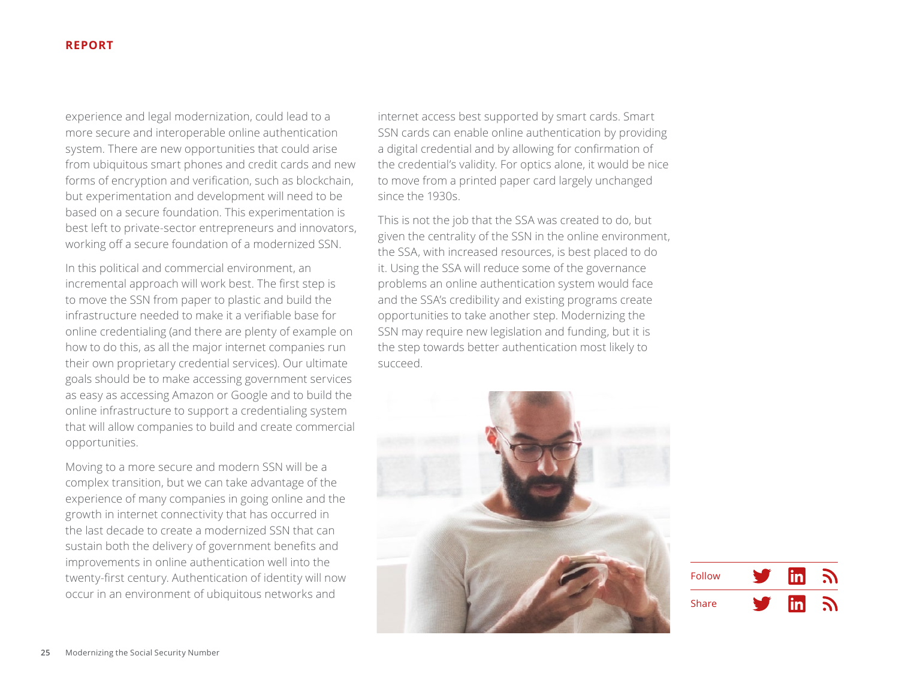experience and legal modernization, could lead to a more secure and interoperable online authentication system. There are new opportunities that could arise from ubiquitous smart phones and credit cards and new forms of encryption and verification, such as blockchain, but experimentation and development will need to be based on a secure foundation. This experimentation is best left to private-sector entrepreneurs and innovators, working off a secure foundation of a modernized SSN.

In this political and commercial environment, an incremental approach will work best. The first step is to move the SSN from paper to plastic and build the infrastructure needed to make it a verifiable base for online credentialing (and there are plenty of example on how to do this, as all the major internet companies run their own proprietary credential services). Our ultimate goals should be to make accessing government services as easy as accessing Amazon or Google and to build the online infrastructure to support a credentialing system that will allow companies to build and create commercial opportunities.

Moving to a more secure and modern SSN will be a complex transition, but we can take advantage of the experience of many companies in going online and the growth in internet connectivity that has occurred in the last decade to create a modernized SSN that can sustain both the delivery of government benefits and improvements in online authentication well into the twenty-first century. Authentication of identity will now occur in an environment of ubiquitous networks and internet access best supported by smart cards. Smart SSN cards can enable online authentication by providing a digital credential and by allowing for confirmation of the credential's validity. For optics alone, it would be nice to move from a printed paper card largely unchanged since the 1930s.

This is not the job that the SSA was created to do, but given the centrality of the SSN in the online environment, the SSA, with increased resources, is best placed to do it. Using the SSA will reduce some of the governance problems an online authentication system would face and the SSA's credibility and existing programs create opportunities to take another step. Modernizing the SSN may require new legislation and funding, but it is the step towards better authentication most likely to succeed.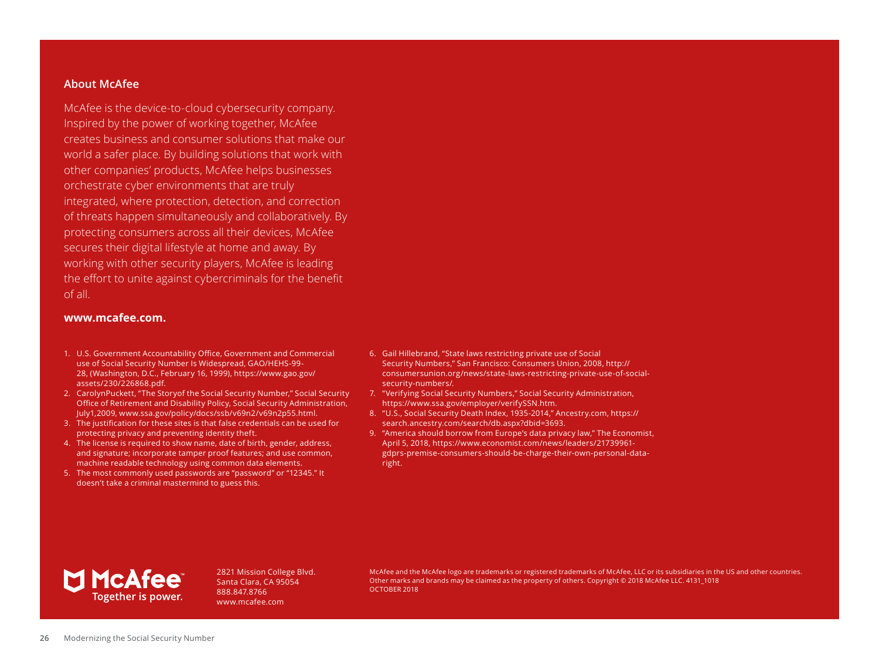## About McAfee

McAfee is the device-to-cloud cybersecurity company. Inspired by the power of working together, McAfee creates business and consumer solutions that make our world a safer place. By building solutions that work with other companies' products, McAfee helps businesses orchestrate cyber environments that are truly integrated, where protection, detection, and correction of threats happen simultaneously and collaboratively. By protecting consumers across all their devices, McAfee secures their digital lifestyle at home and away. By working with other security players, McAfee is leading the effort to unite against cybercriminals for the benefit of all.

**www.mcafee.com.**

1. U.S. Government Accountability Office, Government and Commercial use of Social Security Number Is Widespread, GAO/HEHS-99-28, (Washington, D.C., February 16, 1999), https://www.gao.gov/assets/230/226868.pdf.
2. CarolynPuckett, "The Storyof the Social Security Number," Social Security Office of Retirement and Disability Policy, Social Security Administration, July1,2009, www.ssa.gov/policy/docs/ssb/v69n2/v69n2p55.html.
3. The justification for these sites is that false credentials can be used for protecting privacy and preventing identity theft.
4. The license is required to show name, date of birth, gender, address, and signature; incorporate tamper proof features; and use common, machine readable technology using common data elements.
5. The most commonly used passwords are "password" or "12345." It doesn't take a criminal mastermind to guess this.
6. Gail Hillebrand, "State laws restricting private use of Social Security Numbers," San Francisco: Consumers Union, 2008, http://consumersunion.org/news/state-laws-restricting-private-use-of-social-security-numbers/.
7. "Verifying Social Security Numbers," Social Security Administration, https://www.ssa.gov/employer/verifySSN.htm.
8. "U.S., Social Security Death Index, 1935-2014," Ancestry.com, https://search.ancestry.com/search/db.aspx?dbid=3693.
9. "America should borrow from Europe's data privacy law," The Economist, April 5, 2018, https://www.economist.com/news/leaders/21739961-gdprs-premise-consumers-should-be-charge-their-own-personal-data-right.

McAfee
Together is power.

2821 Mission College Blvd.
Santa Clara, CA 95054
888.847.8766
www.mcafee.com

McAfee and the McAfee logo are trademarks or registered trademarks of McAfee, LLC or its subsidiaries in the US and other countries. Other marks and brands may be claimed as the property of others. Copyright © 2018 McAfee LLC. 4131_1018
OCTOBER 2018